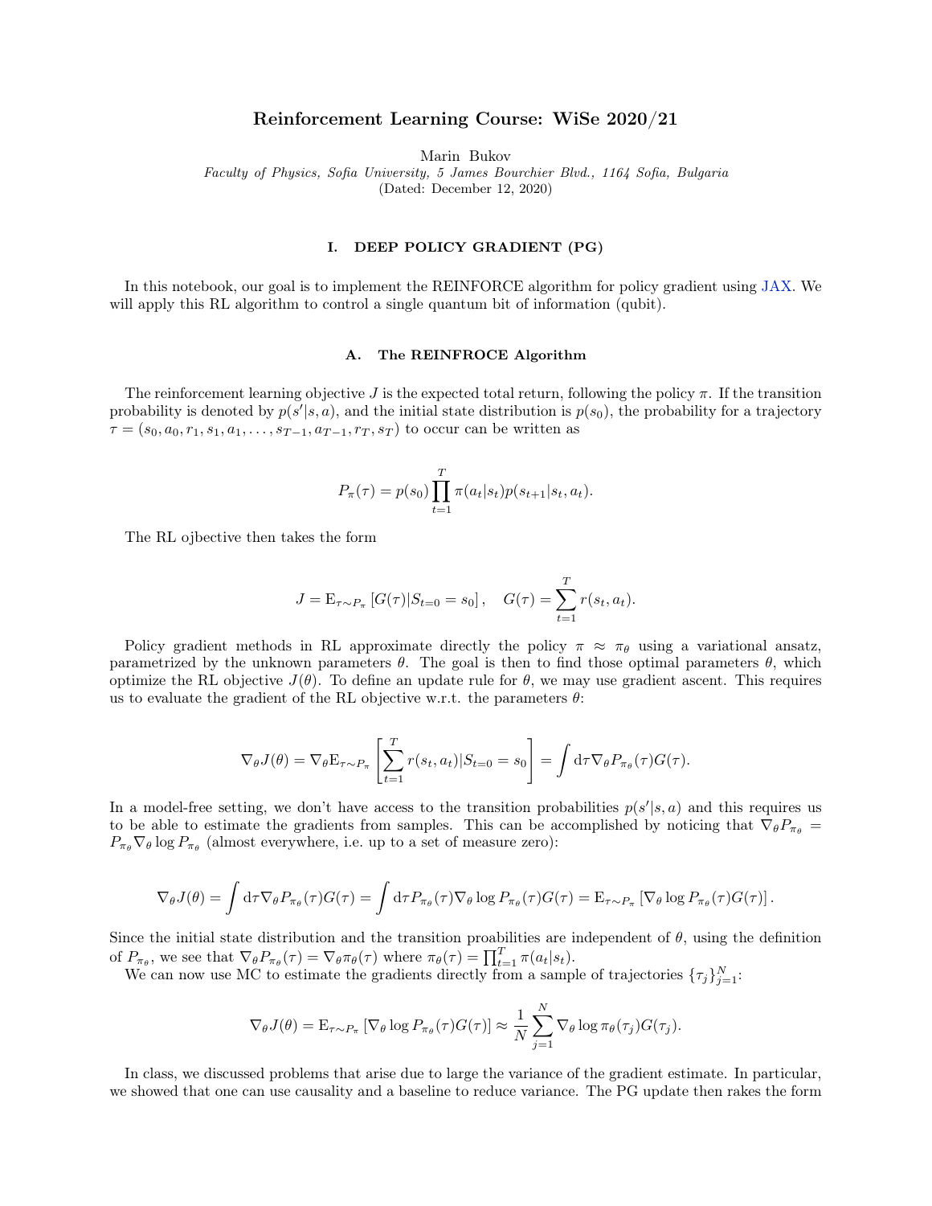# Reinforcement Learning Course: WiSe 2020/21

Marin Bukov

*Faculty of Physics, Sofia University, 5 James Bourchier Blvd., 1164 Sofia, Bulgaria*

(Dated: December 12, 2020)

## I. DEEP POLICY GRADIENT (PG)

In this notebook, our goal is to implement the REINFORCE algorithm for policy gradient using JAX. We will apply this RL algorithm to control a single quantum bit of information (qubit).

### A. The REINFROCE Algorithm

The reinforcement learning objective $J$ is the expected total return, following the policy $\pi$. If the transition probability is denoted by $p(s'|s,a)$, and the initial state distribution is $p(s_0)$, the probability for a trajectory $\tau = (s_0, a_0, r_1, s_1, a_1, \dots, s_{T-1}, a_{T-1}, r_T, s_T)$ to occur can be written as

$$P_\pi(\tau) = p(s_0)\prod_{t=1}^{T}\pi(a_t|s_t)p(s_{t+1}|s_t,a_t).$$

The RL ojbective then takes the form

$$J = \mathrm{E}_{\tau\sim P_\pi}\left[G(\tau)|S_{t=0}=s_0\right], \quad G(\tau) = \sum_{t=1}^{T} r(s_t,a_t).$$

Policy gradient methods in RL approximate directly the policy $\pi \approx \pi_\theta$ using a variational ansatz, parametrized by the unknown parameters $\theta$. The goal is then to find those optimal parameters $\theta$, which optimize the RL objective $J(\theta)$. To define an update rule for $\theta$, we may use gradient ascent. This requires us to evaluate the gradient of the RL objective w.r.t. the parameters $\theta$:

$$\nabla_\theta J(\theta) = \nabla_\theta \mathrm{E}_{\tau\sim P_\pi}\left[\sum_{t=1}^{T} r(s_t,a_t)|S_{t=0}=s_0\right] = \int \mathrm{d}\tau \nabla_\theta P_{\pi_\theta}(\tau)G(\tau).$$

In a model-free setting, we don't have access to the transition probabilities $p(s'|s,a)$ and this requires us to be able to estimate the gradients from samples. This can be accomplished by noticing that $\nabla_\theta P_{\pi_\theta} = P_{\pi_\theta}\nabla_\theta \log P_{\pi_\theta}$ (almost everywhere, i.e. up to a set of measure zero):

$$\nabla_\theta J(\theta) = \int \mathrm{d}\tau \nabla_\theta P_{\pi_\theta}(\tau)G(\tau) = \int \mathrm{d}\tau P_{\pi_\theta}(\tau)\nabla_\theta \log P_{\pi_\theta}(\tau)G(\tau) = \mathrm{E}_{\tau\sim P_\pi}\left[\nabla_\theta \log P_{\pi_\theta}(\tau)G(\tau)\right].$$

Since the initial state distribution and the transition proabilities are independent of $\theta$, using the definition of $P_{\pi_\theta}$, we see that $\nabla_\theta P_{\pi_\theta}(\tau) = \nabla_\theta \pi_\theta(\tau)$ where $\pi_\theta(\tau) = \prod_{t=1}^{T}\pi(a_t|s_t)$.

We can now use MC to estimate the gradients directly from a sample of trajectories $\{\tau_j\}_{j=1}^{N}$:

$$\nabla_\theta J(\theta) = \mathrm{E}_{\tau\sim P_\pi}\left[\nabla_\theta \log P_{\pi_\theta}(\tau)G(\tau)\right] \approx \frac{1}{N}\sum_{j=1}^{N}\nabla_\theta \log \pi_\theta(\tau_j)G(\tau_j).$$

In class, we discussed problems that arise due to large the variance of the gradient estimate. In particular, we showed that one can use causality and a baseline to reduce variance. The PG update then rakes the form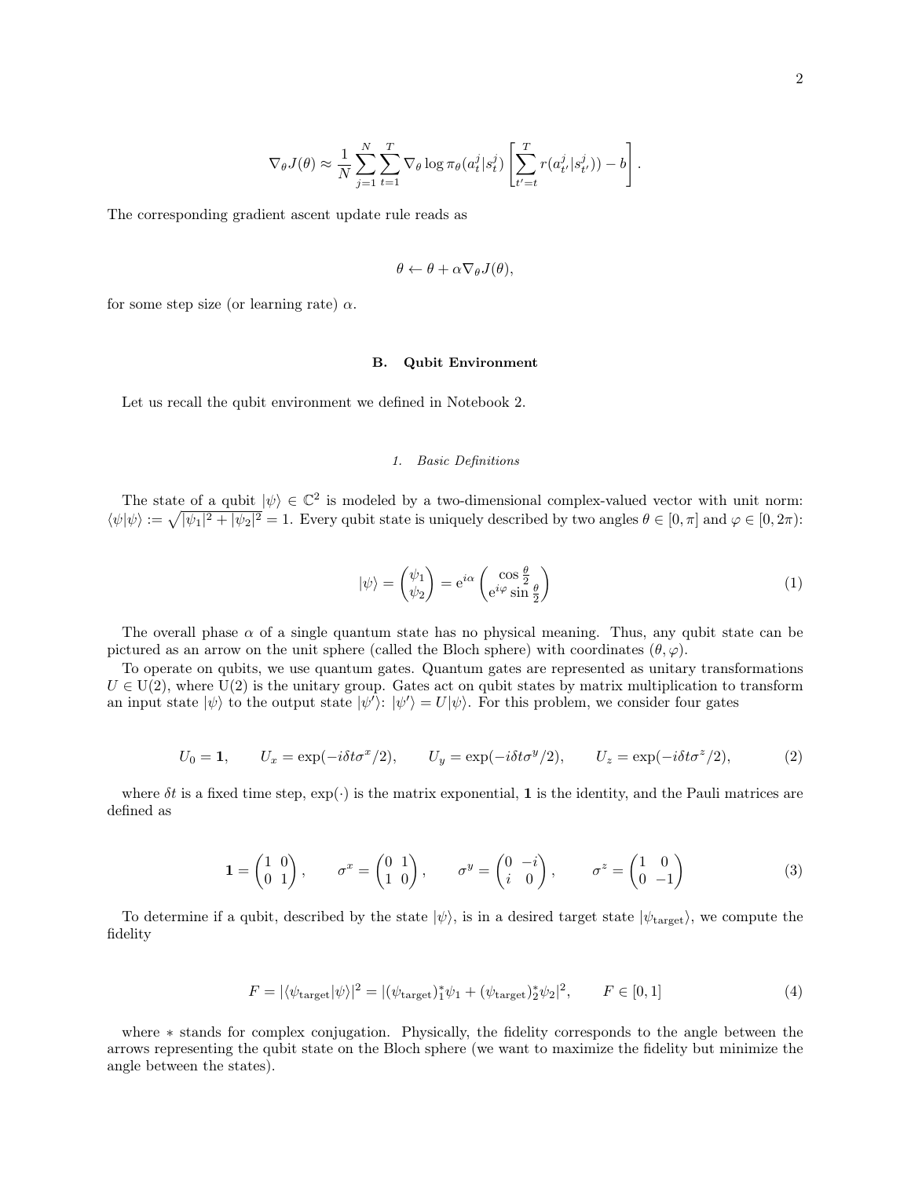$$\nabla_\theta J(\theta) \approx \frac{1}{N}\sum_{j=1}^{N}\sum_{t=1}^{T}\nabla_\theta \log \pi_\theta(a_t^j|s_t^j)\left[\sum_{t'=t}^{T} r(a_{t'}^j|s_{t'}^j)) - b\right].$$

The corresponding gradient ascent update rule reads as

$$\theta \leftarrow \theta + \alpha\nabla_\theta J(\theta),$$

for some step size (or learning rate) $\alpha$.

### B. Qubit Environment

Let us recall the qubit environment we defined in Notebook 2.

#### 1. Basic Definitions

The state of a qubit $|\psi\rangle \in \mathbb{C}^2$ is modeled by a two-dimensional complex-valued vector with unit norm: $\langle\psi|\psi\rangle := \sqrt{|\psi_1|^2 + |\psi_2|^2} = 1$. Every qubit state is uniquely described by two angles $\theta \in [0, \pi]$ and $\varphi \in [0, 2\pi)$:

$$|\psi\rangle = \begin{pmatrix}\psi_1 \\ \psi_2\end{pmatrix} = \mathrm{e}^{i\alpha}\begin{pmatrix}\cos\frac{\theta}{2} \\ \mathrm{e}^{i\varphi}\sin\frac{\theta}{2}\end{pmatrix} \tag{1}$$

The overall phase $\alpha$ of a single quantum state has no physical meaning. Thus, any qubit state can be pictured as an arrow on the unit sphere (called the Bloch sphere) with coordinates $(\theta, \varphi)$.

To operate on qubits, we use quantum gates. Quantum gates are represented as unitary transformations $U \in \mathrm{U}(2)$, where $\mathrm{U}(2)$ is the unitary group. Gates act on qubit states by matrix multiplication to transform an input state $|\psi\rangle$ to the output state $|\psi'\rangle$: $|\psi'\rangle = U|\psi\rangle$. For this problem, we consider four gates

$$U_0 = \mathbf{1}, \qquad U_x = \exp(-i\delta t\sigma^x/2), \qquad U_y = \exp(-i\delta t\sigma^y/2), \qquad U_z = \exp(-i\delta t\sigma^z/2), \tag{2}$$

where $\delta t$ is a fixed time step, $\exp(\cdot)$ is the matrix exponential, $\mathbf{1}$ is the identity, and the Pauli matrices are defined as

$$\mathbf{1} = \begin{pmatrix}1 & 0 \\ 0 & 1\end{pmatrix}, \qquad \sigma^x = \begin{pmatrix}0 & 1 \\ 1 & 0\end{pmatrix}, \qquad \sigma^y = \begin{pmatrix}0 & -i \\ i & 0\end{pmatrix}, \qquad \sigma^z = \begin{pmatrix}1 & 0 \\ 0 & -1\end{pmatrix} \tag{3}$$

To determine if a qubit, described by the state $|\psi\rangle$, is in a desired target state $|\psi_{\text{target}}\rangle$, we compute the fidelity

$$F = |\langle\psi_{\text{target}}|\psi\rangle|^2 = |(\psi_{\text{target}})_1^*\psi_1 + (\psi_{\text{target}})_2^*\psi_2|^2, \qquad F \in [0, 1] \tag{4}$$

where $*$ stands for complex conjugation. Physically, the fidelity corresponds to the angle between the arrows representing the qubit state on the Bloch sphere (we want to maximize the fidelity but minimize the angle between the states).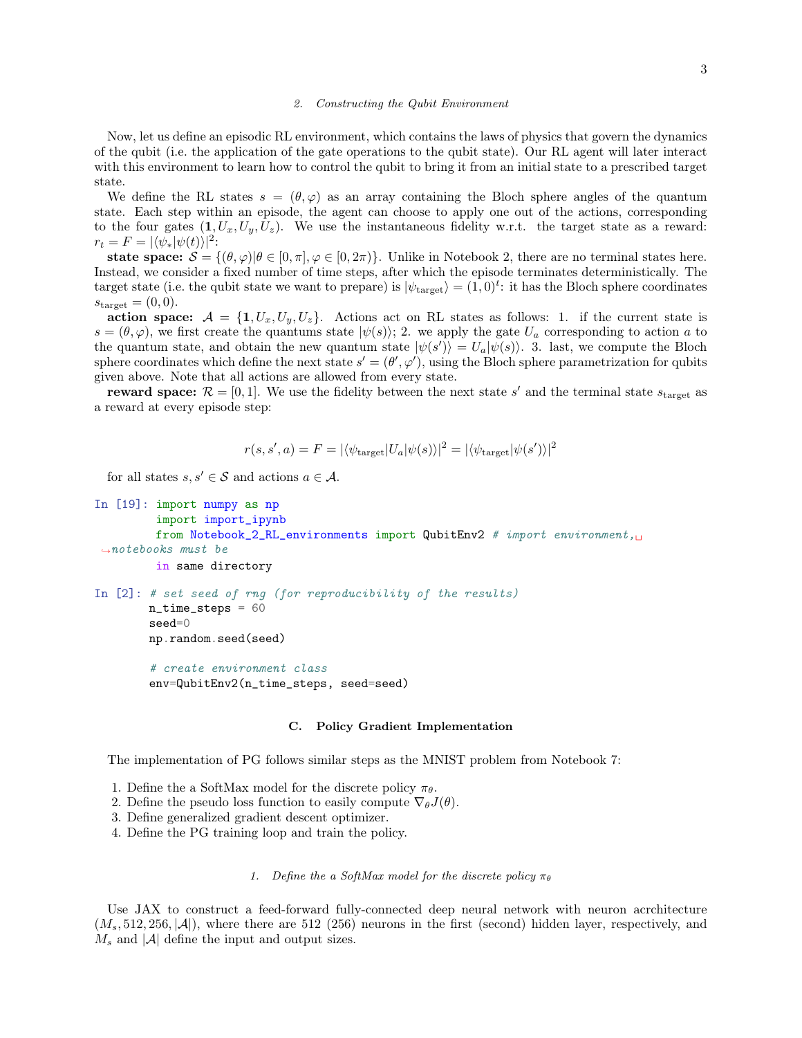### 2. Constructing the Qubit Environment

Now, let us define an episodic RL environment, which contains the laws of physics that govern the dynamics of the qubit (i.e. the application of the gate operations to the qubit state). Our RL agent will later interact with this environment to learn how to control the qubit to bring it from an initial state to a prescribed target state.

We define the RL states $s = (\theta, \varphi)$ as an array containing the Bloch sphere angles of the quantum state. Each step within an episode, the agent can choose to apply one out of the actions, corresponding to the four gates $(\mathbf{1}, U_x, U_y, U_z)$. We use the instantaneous fidelity w.r.t. the target state as a reward: $r_t = F = |\langle\psi_*|\psi(t)\rangle|^2$:

**state space:** $\mathcal{S} = \{(\theta, \varphi)|\theta \in [0, \pi], \varphi \in [0, 2\pi)\}$. Unlike in Notebook 2, there are no terminal states here. Instead, we consider a fixed number of time steps, after which the episode terminates deterministically. The target state (i.e. the qubit state we want to prepare) is $|\psi_{\text{target}}\rangle = (1, 0)^t$: it has the Bloch sphere coordinates $s_{\text{target}} = (0, 0)$.

**action space:** $\mathcal{A} = \{\mathbf{1}, U_x, U_y, U_z\}$. Actions act on RL states as follows: 1. if the current state is $s = (\theta, \varphi)$, we first create the quantums state $|\psi(s)\rangle$; 2. we apply the gate $U_a$ corresponding to action $a$ to the quantum state, and obtain the new quantum state $|\psi(s')\rangle = U_a|\psi(s)\rangle$. 3. last, we compute the Bloch sphere coordinates which define the next state $s' = (\theta', \varphi')$, using the Bloch sphere parametrization for qubits given above. Note that all actions are allowed from every state.

**reward space:** $\mathcal{R} = [0, 1]$. We use the fidelity between the next state $s'$ and the terminal state $s_{\text{target}}$ as a reward at every episode step:

$$r(s, s', a) = F = |\langle\psi_{\text{target}}|U_a|\psi(s)\rangle|^2 = |\langle\psi_{\text{target}}|\psi(s')\rangle|^2$$

for all states $s, s' \in \mathcal{S}$ and actions $a \in \mathcal{A}$.

```
In [19]: import numpy as np
         import import_ipynb
         from Notebook_2_RL_environments import QubitEnv2 # import environment, notebooks must be
         in same directory
```

```
In [2]: # set seed of rng (for reproducibility of the results)
        n_time_steps = 60
        seed=0
        np.random.seed(seed)

        # create environment class
        env=QubitEnv2(n_time_steps, seed=seed)
```

## C. Policy Gradient Implementation

The implementation of PG follows similar steps as the MNIST problem from Notebook 7:

1. Define the SoftMax model for the discrete policy $\pi_\theta$.
2. Define the pseudo loss function to easily compute $\nabla_\theta J(\theta)$.
3. Define generalized gradient descent optimizer.
4. Define the PG training loop and train the policy.

### 1. Define the a SoftMax model for the discrete policy $\pi_\theta$

Use JAX to construct a feed-forward fully-connected deep neural network with neuron acrchitecture $(M_s, 512, 256, |\mathcal{A}|)$, where there are 512 (256) neurons in the first (second) hidden layer, respectively, and $M_s$ and $|\mathcal{A}|$ define the input and output sizes.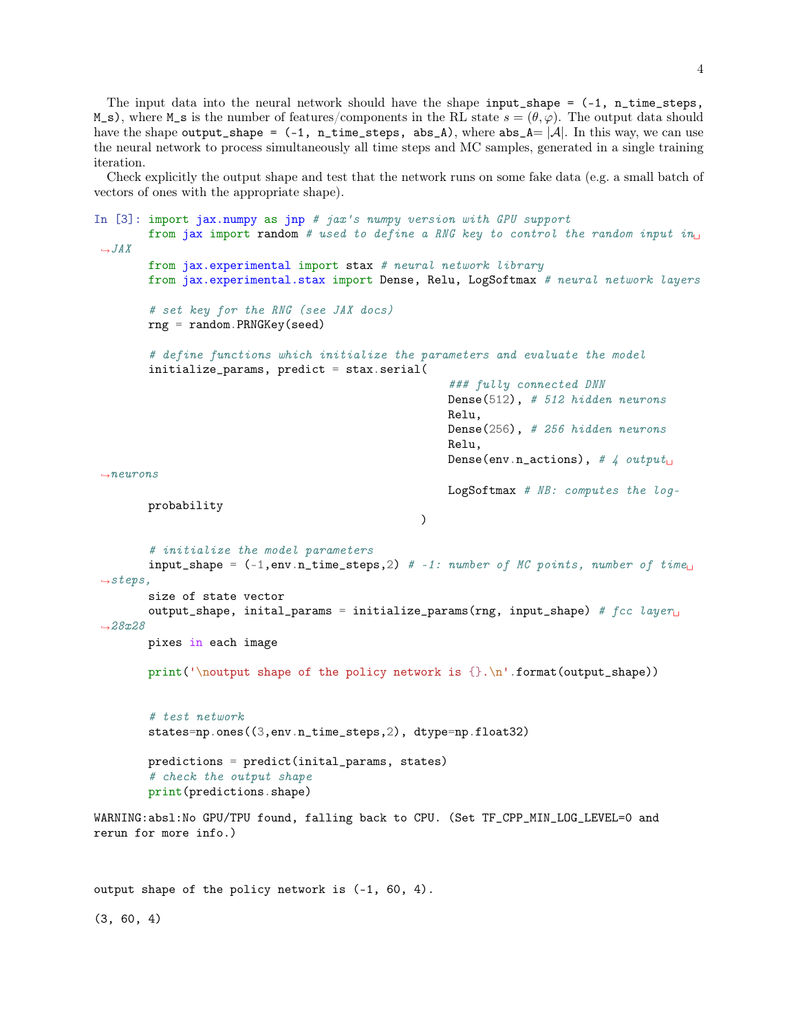The input data into the neural network should have the shape `input_shape = (-1, n_time_steps, M_s)`, where `M_s` is the number of features/components in the RL state $s = (\theta, \varphi)$. The output data should have the shape `output_shape = (-1, n_time_steps, abs_A)`, where `abs_A`$= |\mathcal{A}|$. In this way, we can use the neural network to process simultaneously all time steps and MC samples, generated in a single training iteration.

Check explicitly the output shape and test that the network runs on some fake data (e.g. a small batch of vectors of ones with the appropriate shape).

```
In [3]: import jax.numpy as jnp # jax's numpy version with GPU support
        from jax import random # used to define a RNG key to control the random input in JAX
        from jax.experimental import stax # neural network library
        from jax.experimental.stax import Dense, Relu, LogSoftmax # neural network layers

        # set key for the RNG (see JAX docs)
        rng = random.PRNGKey(seed)

        # define functions which initialize the parameters and evaluate the model
        initialize_params, predict = stax.serial(
                                                    ### fully connected DNN
                                                    Dense(512), # 512 hidden neurons
                                                    Relu,
                                                    Dense(256), # 256 hidden neurons
                                                    Relu,
                                                    Dense(env.n_actions), # 4 output neurons
                                                    LogSoftmax # NB: computes the log-probability
                                                )

        # initialize the model parameters
        input_shape = (-1,env.n_time_steps,2) # -1: number of MC points, number of time steps, size of state vector
        output_shape, inital_params = initialize_params(rng, input_shape) # fcc layer 28x28 pixes in each image

        print('\noutput shape of the policy network is {}.\n'.format(output_shape))


        # test network
        states=np.ones((3,env.n_time_steps,2), dtype=np.float32)

        predictions = predict(inital_params, states)
        # check the output shape
        print(predictions.shape)
```

```
WARNING:absl:No GPU/TPU found, falling back to CPU. (Set TF_CPP_MIN_LOG_LEVEL=0 and rerun for more info.)



output shape of the policy network is (-1, 60, 4).

(3, 60, 4)
```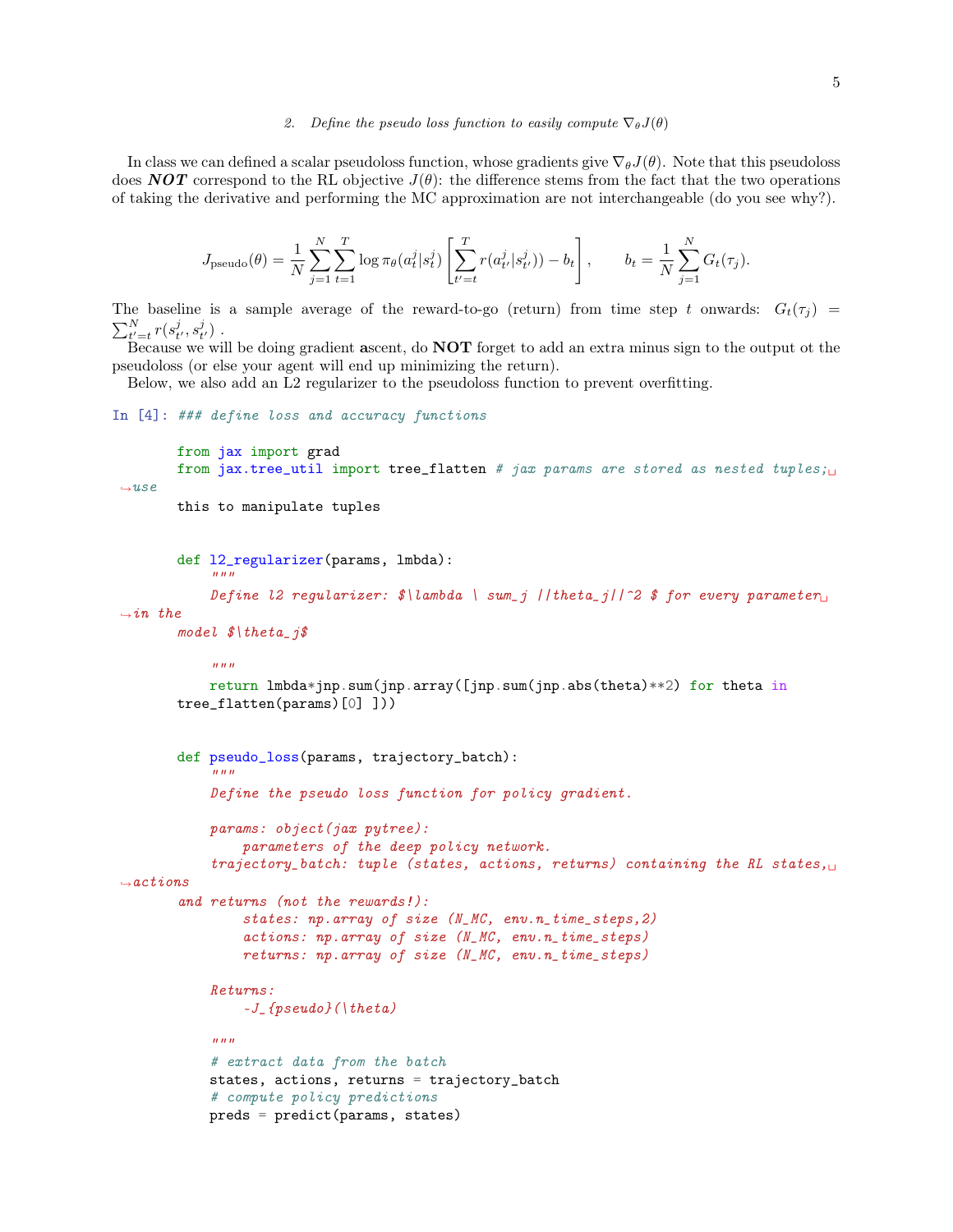*2. Define the pseudo loss function to easily compute $\nabla_\theta J(\theta)$*

In class we can defined a scalar pseudoloss function, whose gradients give $\nabla_\theta J(\theta)$. Note that this pseudoloss does ***NOT*** correspond to the RL objective $J(\theta)$: the difference stems from the fact that the two operations of taking the derivative and performing the MC approximation are not interchangeable (do you see why?).

$$J_{\text{pseudo}}(\theta) = \frac{1}{N}\sum_{j=1}^{N}\sum_{t=1}^{T}\log\pi_\theta(a_t^j|s_t^j)\left[\sum_{t'=t}^{T} r(a_{t'}^j|s_{t'}^j)) - b_t\right], \qquad b_t = \frac{1}{N}\sum_{j=1}^{N} G_t(\tau_j).$$

The baseline is a sample average of the reward-to-go (return) from time step $t$ onwards: $G_t(\tau_j) = \sum_{t'=t}^{N} r(s_{t'}^j, s_{t'}^j)$ .

Because we will be doing gradient **a**scent, do **NOT** forget to add an extra minus sign to the output ot the pseudoloss (or else your agent will end up minimizing the return).

Below, we also add an L2 regularizer to the pseudoloss function to prevent overfitting.

```
In [4]: ### define loss and accuracy functions

        from jax import grad
        from jax.tree_util import tree_flatten # jax params are stored as nested tuples; use
        this to manipulate tuples


        def l2_regularizer(params, lmbda):
            """
            Define l2 regularizer: $\lambda \ sum_j ||theta_j||^2 $ for every parameter in the
        model $\theta_j$

            """
            return lmbda*jnp.sum(jnp.array([jnp.sum(jnp.abs(theta)**2) for theta in
        tree_flatten(params)[0] ]))


        def pseudo_loss(params, trajectory_batch):
            """
            Define the pseudo loss function for policy gradient.

            params: object(jax pytree):
                parameters of the deep policy network.
            trajectory_batch: tuple (states, actions, returns) containing the RL states, actions
        and returns (not the rewards!):
                states: np.array of size (N_MC, env.n_time_steps,2)
                actions: np.array of size (N_MC, env.n_time_steps)
                returns: np.array of size (N_MC, env.n_time_steps)

            Returns:
                -J_{pseudo}(\theta)

            """
            # extract data from the batch
            states, actions, returns = trajectory_batch
            # compute policy predictions
            preds = predict(params, states)
```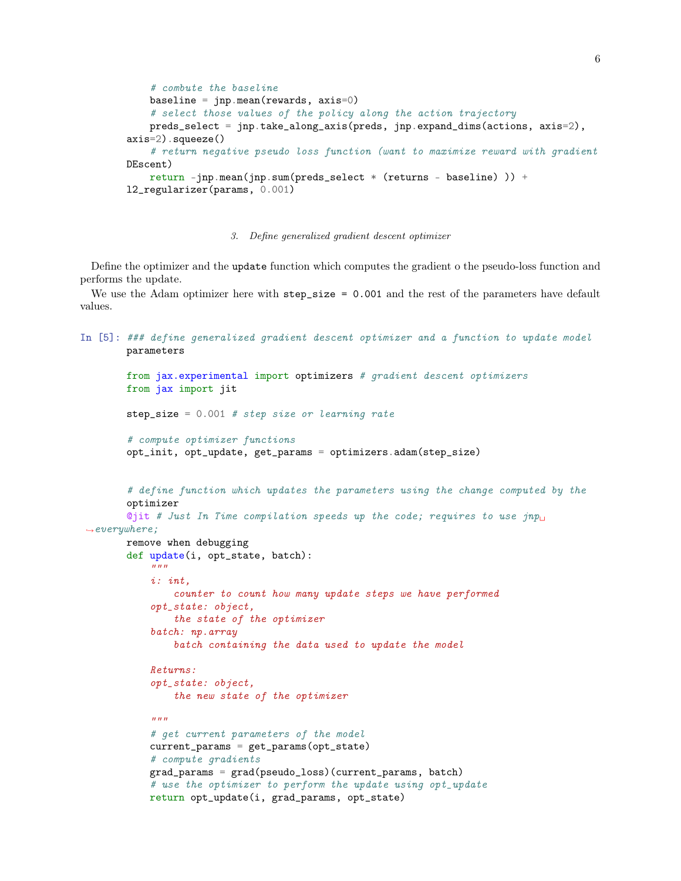```python
    # combute the baseline
    baseline = jnp.mean(rewards, axis=0)
    # select those values of the policy along the action trajectory
    preds_select = jnp.take_along_axis(preds, jnp.expand_dims(actions, axis=2),
axis=2).squeeze()
    # return negative pseudo loss function (want to maximize reward with gradient
DEscent)
    return -jnp.mean(jnp.sum(preds_select * (returns - baseline) )) +
l2_regularizer(params, 0.001)
```

### 3. Define generalized gradient descent optimizer

Define the optimizer and the `update` function which computes the gradient o the pseudo-loss function and performs the update.

We use the Adam optimizer here with `step_size = 0.001` and the rest of the parameters have default values.

In [5]:
```python
### define generalized gradient descent optimizer and a function to update model
parameters

from jax.experimental import optimizers # gradient descent optimizers
from jax import jit

step_size = 0.001 # step size or learning rate

# compute optimizer functions
opt_init, opt_update, get_params = optimizers.adam(step_size)


# define function which updates the parameters using the change computed by the
optimizer
@jit # Just In Time compilation speeds up the code; requires to use jnp
 ↪everywhere;
remove when debugging
def update(i, opt_state, batch):
    """
    i: int,
        counter to count how many update steps we have performed
    opt_state: object,
        the state of the optimizer
    batch: np.array
        batch containing the data used to update the model

    Returns:
    opt_state: object,
        the new state of the optimizer

    """
    # get current parameters of the model
    current_params = get_params(opt_state)
    # compute gradients
    grad_params = grad(pseudo_loss)(current_params, batch)
    # use the optimizer to perform the update using opt_update
    return opt_update(i, grad_params, opt_state)
```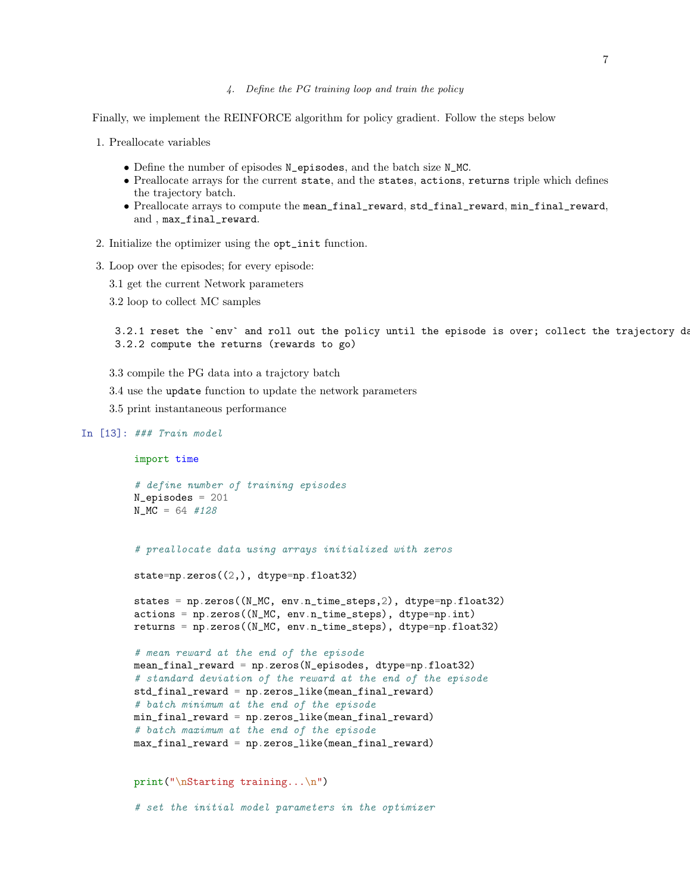### 4. Define the PG training loop and train the policy

Finally, we implement the REINFORCE algorithm for policy gradient. Follow the steps below

1. Preallocate variables
   - Define the number of episodes `N_episodes`, and the batch size `N_MC`.
   - Preallocate arrays for the current `state`, and the `states`, `actions`, `returns` triple which defines the trajectory batch.
   - Preallocate arrays to compute the `mean_final_reward`, `std_final_reward`, `min_final_reward`, and , `max_final_reward`.
2. Initialize the optimizer using the `opt_init` function.
3. Loop over the episodes; for every episode:

   3.1 get the current Network parameters

   3.2 loop to collect MC samples

   ```
   3.2.1 reset the `env` and roll out the policy until the episode is over; collect the trajectory da
   3.2.2 compute the returns (rewards to go)
   ```

   3.3 compile the PG data into a trajctory batch

   3.4 use the `update` function to update the network parameters

   3.5 print instantaneous performance

In [13]:
```python
### Train model

import time

# define number of training episodes
N_episodes = 201
N_MC = 64 #128


# preallocate data using arrays initialized with zeros

state=np.zeros((2,), dtype=np.float32)

states = np.zeros((N_MC, env.n_time_steps,2), dtype=np.float32)
actions = np.zeros((N_MC, env.n_time_steps), dtype=np.int)
returns = np.zeros((N_MC, env.n_time_steps), dtype=np.float32)

# mean reward at the end of the episode
mean_final_reward = np.zeros(N_episodes, dtype=np.float32)
# standard deviation of the reward at the end of the episode
std_final_reward = np.zeros_like(mean_final_reward)
# batch minimum at the end of the episode
min_final_reward = np.zeros_like(mean_final_reward)
# batch maximum at the end of the episode
max_final_reward = np.zeros_like(mean_final_reward)


print("\nStarting training...\n")

# set the initial model parameters in the optimizer
```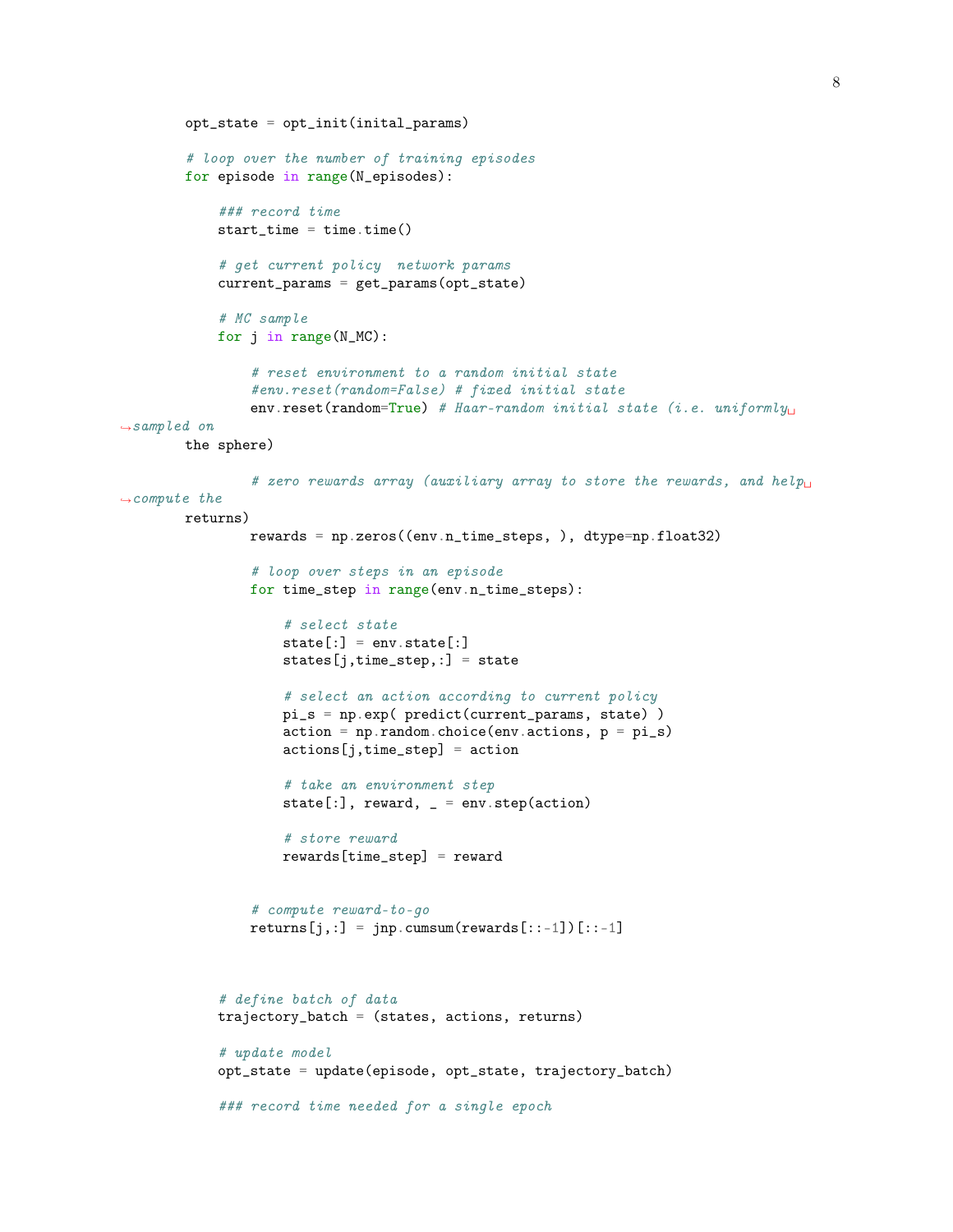```python
        opt_state = opt_init(inital_params)

        # loop over the number of training episodes
        for episode in range(N_episodes):

            ### record time
            start_time = time.time()

            # get current policy  network params
            current_params = get_params(opt_state)

            # MC sample
            for j in range(N_MC):

                # reset environment to a random initial state
                #env.reset(random=False) # fixed initial state
                env.reset(random=True) # Haar-random initial state (i.e. uniformly sampled on the sphere)

                # zero rewards array (auxiliary array to store the rewards, and help compute the returns)
                rewards = np.zeros((env.n_time_steps, ), dtype=np.float32)

                # loop over steps in an episode
                for time_step in range(env.n_time_steps):

                    # select state
                    state[:] = env.state[:]
                    states[j,time_step,:] = state

                    # select an action according to current policy
                    pi_s = np.exp( predict(current_params, state) )
                    action = np.random.choice(env.actions, p = pi_s)
                    actions[j,time_step] = action

                    # take an environment step
                    state[:], reward, _ = env.step(action)

                    # store reward
                    rewards[time_step] = reward


                # compute reward-to-go
                returns[j,:] = jnp.cumsum(rewards[::-1])[::-1]



            # define batch of data
            trajectory_batch = (states, actions, returns)

            # update model
            opt_state = update(episode, opt_state, trajectory_batch)

            ### record time needed for a single epoch
```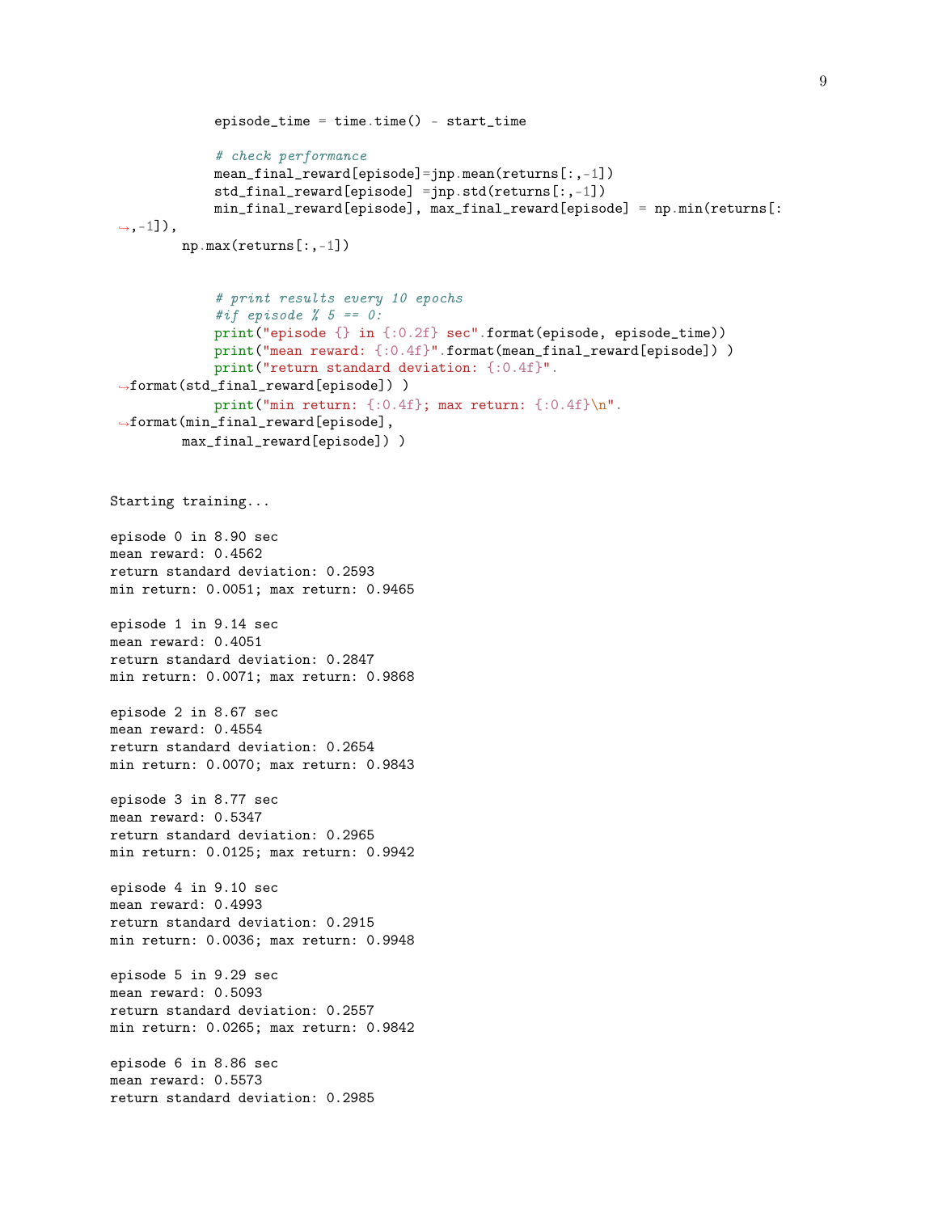```python
            episode_time = time.time() - start_time

            # check performance
            mean_final_reward[episode]=jnp.mean(returns[:,-1])
            std_final_reward[episode] =jnp.std(returns[:,-1])
            min_final_reward[episode], max_final_reward[episode] = np.min(returns[:
 ↪,-1]),
        np.max(returns[:,-1])


            # print results every 10 epochs
            #if episode % 5 == 0:
            print("episode {} in {:0.2f} sec".format(episode, episode_time))
            print("mean reward: {:0.4f}".format(mean_final_reward[episode]) )
            print("return standard deviation: {:0.4f}".
 ↪format(std_final_reward[episode]) )
            print("min return: {:0.4f}; max return: {:0.4f}\n".
 ↪format(min_final_reward[episode],
        max_final_reward[episode]) )
```

```
Starting training...

episode 0 in 8.90 sec
mean reward: 0.4562
return standard deviation: 0.2593
min return: 0.0051; max return: 0.9465

episode 1 in 9.14 sec
mean reward: 0.4051
return standard deviation: 0.2847
min return: 0.0071; max return: 0.9868

episode 2 in 8.67 sec
mean reward: 0.4554
return standard deviation: 0.2654
min return: 0.0070; max return: 0.9843

episode 3 in 8.77 sec
mean reward: 0.5347
return standard deviation: 0.2965
min return: 0.0125; max return: 0.9942

episode 4 in 9.10 sec
mean reward: 0.4993
return standard deviation: 0.2915
min return: 0.0036; max return: 0.9948

episode 5 in 9.29 sec
mean reward: 0.5093
return standard deviation: 0.2557
min return: 0.0265; max return: 0.9842

episode 6 in 8.86 sec
mean reward: 0.5573
return standard deviation: 0.2985
```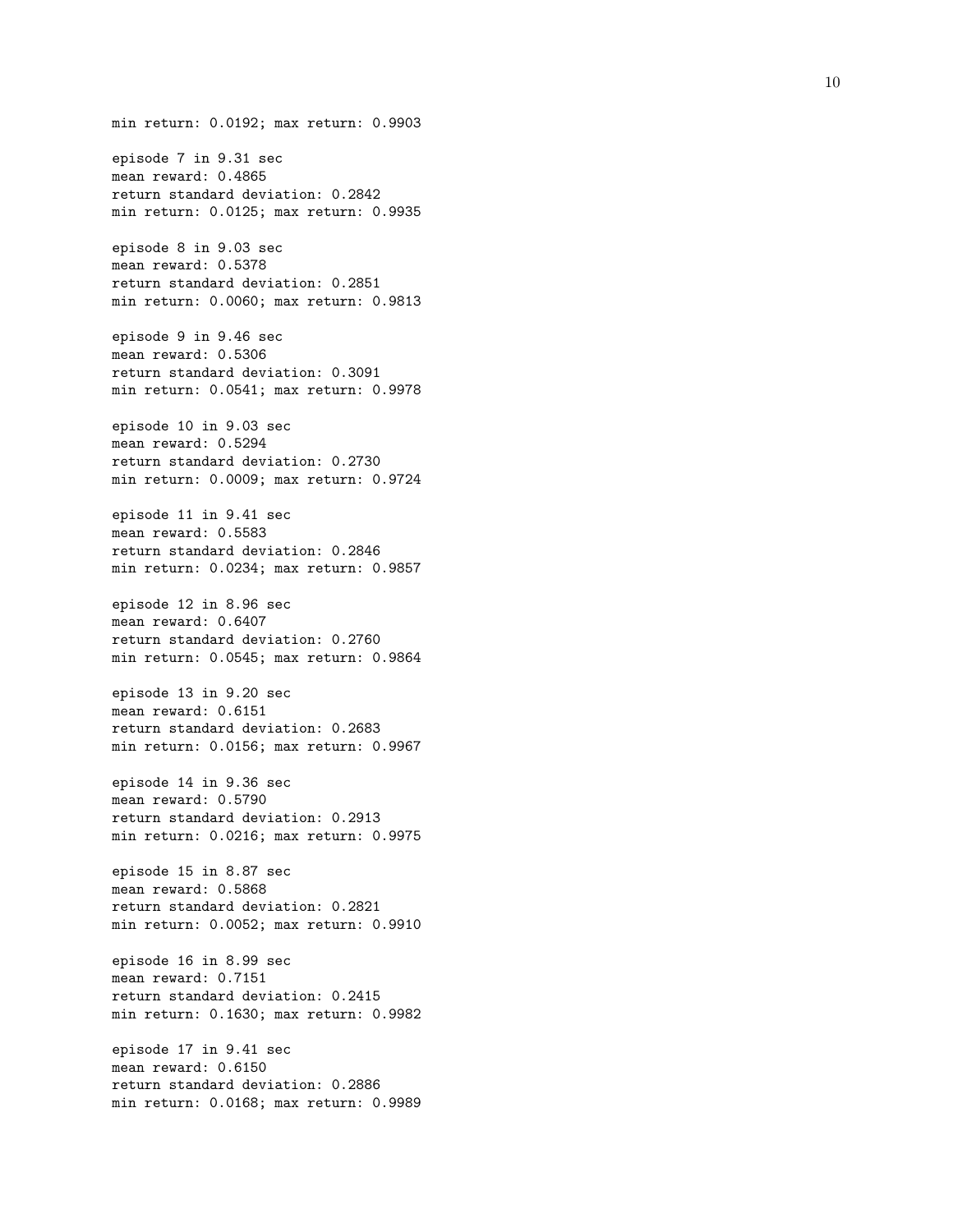```
min return: 0.0192; max return: 0.9903

episode 7 in 9.31 sec
mean reward: 0.4865
return standard deviation: 0.2842
min return: 0.0125; max return: 0.9935

episode 8 in 9.03 sec
mean reward: 0.5378
return standard deviation: 0.2851
min return: 0.0060; max return: 0.9813

episode 9 in 9.46 sec
mean reward: 0.5306
return standard deviation: 0.3091
min return: 0.0541; max return: 0.9978

episode 10 in 9.03 sec
mean reward: 0.5294
return standard deviation: 0.2730
min return: 0.0009; max return: 0.9724

episode 11 in 9.41 sec
mean reward: 0.5583
return standard deviation: 0.2846
min return: 0.0234; max return: 0.9857

episode 12 in 8.96 sec
mean reward: 0.6407
return standard deviation: 0.2760
min return: 0.0545; max return: 0.9864

episode 13 in 9.20 sec
mean reward: 0.6151
return standard deviation: 0.2683
min return: 0.0156; max return: 0.9967

episode 14 in 9.36 sec
mean reward: 0.5790
return standard deviation: 0.2913
min return: 0.0216; max return: 0.9975

episode 15 in 8.87 sec
mean reward: 0.5868
return standard deviation: 0.2821
min return: 0.0052; max return: 0.9910

episode 16 in 8.99 sec
mean reward: 0.7151
return standard deviation: 0.2415
min return: 0.1630; max return: 0.9982

episode 17 in 9.41 sec
mean reward: 0.6150
return standard deviation: 0.2886
min return: 0.0168; max return: 0.9989
```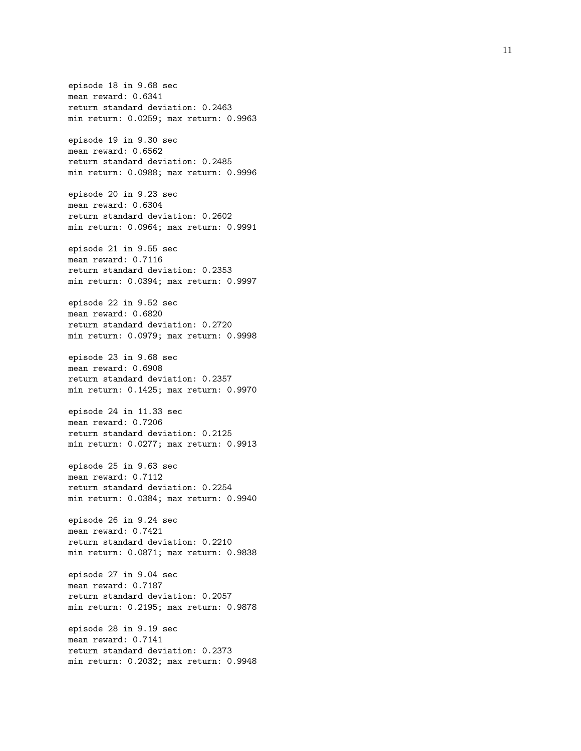```
episode 18 in 9.68 sec
mean reward: 0.6341
return standard deviation: 0.2463
min return: 0.0259; max return: 0.9963

episode 19 in 9.30 sec
mean reward: 0.6562
return standard deviation: 0.2485
min return: 0.0988; max return: 0.9996

episode 20 in 9.23 sec
mean reward: 0.6304
return standard deviation: 0.2602
min return: 0.0964; max return: 0.9991

episode 21 in 9.55 sec
mean reward: 0.7116
return standard deviation: 0.2353
min return: 0.0394; max return: 0.9997

episode 22 in 9.52 sec
mean reward: 0.6820
return standard deviation: 0.2720
min return: 0.0979; max return: 0.9998

episode 23 in 9.68 sec
mean reward: 0.6908
return standard deviation: 0.2357
min return: 0.1425; max return: 0.9970

episode 24 in 11.33 sec
mean reward: 0.7206
return standard deviation: 0.2125
min return: 0.0277; max return: 0.9913

episode 25 in 9.63 sec
mean reward: 0.7112
return standard deviation: 0.2254
min return: 0.0384; max return: 0.9940

episode 26 in 9.24 sec
mean reward: 0.7421
return standard deviation: 0.2210
min return: 0.0871; max return: 0.9838

episode 27 in 9.04 sec
mean reward: 0.7187
return standard deviation: 0.2057
min return: 0.2195; max return: 0.9878

episode 28 in 9.19 sec
mean reward: 0.7141
return standard deviation: 0.2373
min return: 0.2032; max return: 0.9948
```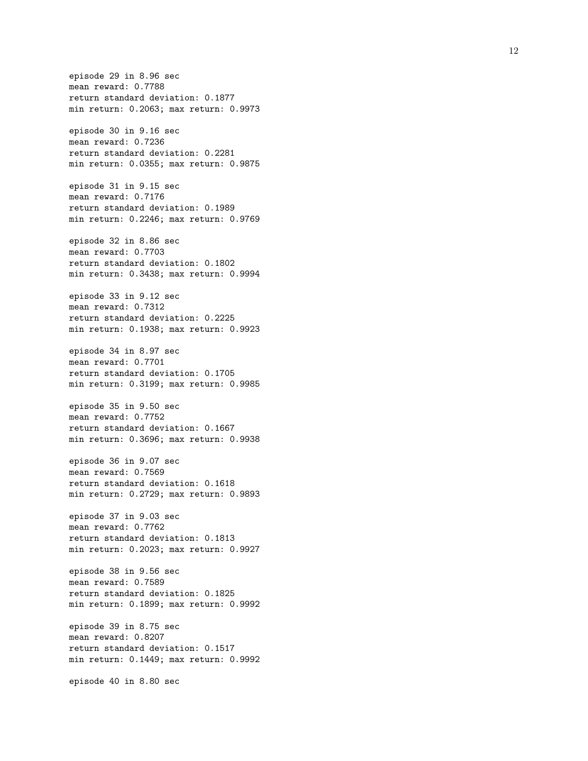```
episode 29 in 8.96 sec
mean reward: 0.7788
return standard deviation: 0.1877
min return: 0.2063; max return: 0.9973

episode 30 in 9.16 sec
mean reward: 0.7236
return standard deviation: 0.2281
min return: 0.0355; max return: 0.9875

episode 31 in 9.15 sec
mean reward: 0.7176
return standard deviation: 0.1989
min return: 0.2246; max return: 0.9769

episode 32 in 8.86 sec
mean reward: 0.7703
return standard deviation: 0.1802
min return: 0.3438; max return: 0.9994

episode 33 in 9.12 sec
mean reward: 0.7312
return standard deviation: 0.2225
min return: 0.1938; max return: 0.9923

episode 34 in 8.97 sec
mean reward: 0.7701
return standard deviation: 0.1705
min return: 0.3199; max return: 0.9985

episode 35 in 9.50 sec
mean reward: 0.7752
return standard deviation: 0.1667
min return: 0.3696; max return: 0.9938

episode 36 in 9.07 sec
mean reward: 0.7569
return standard deviation: 0.1618
min return: 0.2729; max return: 0.9893

episode 37 in 9.03 sec
mean reward: 0.7762
return standard deviation: 0.1813
min return: 0.2023; max return: 0.9927

episode 38 in 9.56 sec
mean reward: 0.7589
return standard deviation: 0.1825
min return: 0.1899; max return: 0.9992

episode 39 in 8.75 sec
mean reward: 0.8207
return standard deviation: 0.1517
min return: 0.1449; max return: 0.9992

episode 40 in 8.80 sec
```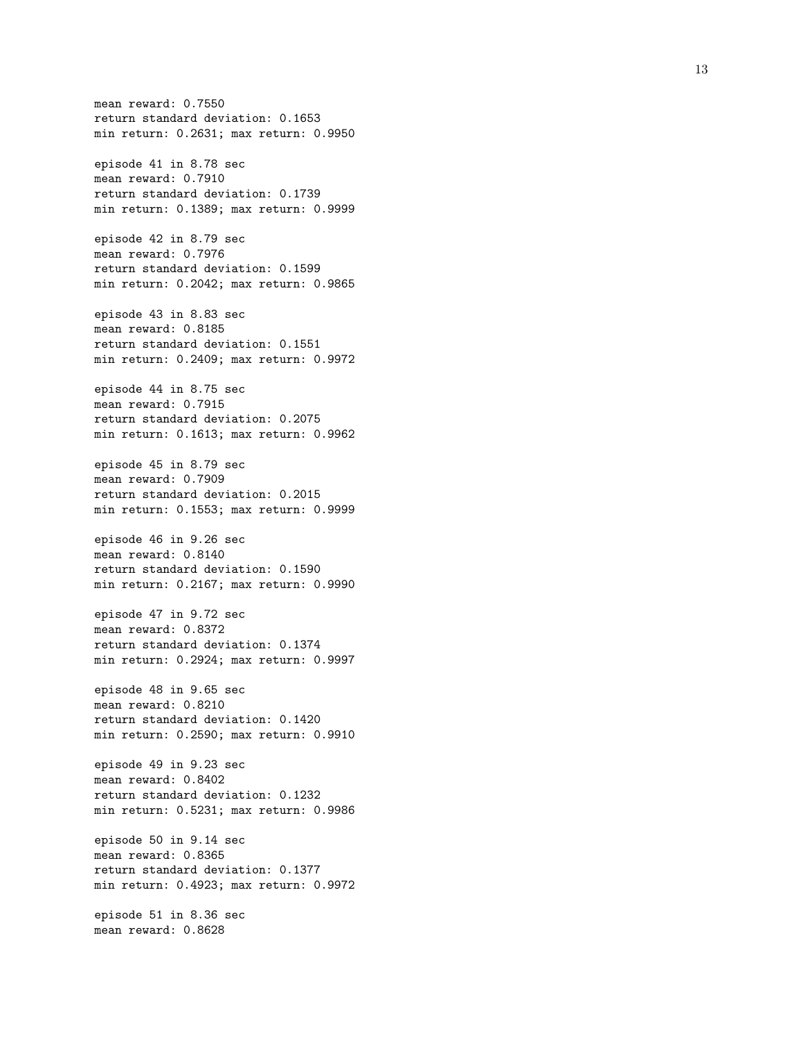```
mean reward: 0.7550
return standard deviation: 0.1653
min return: 0.2631; max return: 0.9950

episode 41 in 8.78 sec
mean reward: 0.7910
return standard deviation: 0.1739
min return: 0.1389; max return: 0.9999

episode 42 in 8.79 sec
mean reward: 0.7976
return standard deviation: 0.1599
min return: 0.2042; max return: 0.9865

episode 43 in 8.83 sec
mean reward: 0.8185
return standard deviation: 0.1551
min return: 0.2409; max return: 0.9972

episode 44 in 8.75 sec
mean reward: 0.7915
return standard deviation: 0.2075
min return: 0.1613; max return: 0.9962

episode 45 in 8.79 sec
mean reward: 0.7909
return standard deviation: 0.2015
min return: 0.1553; max return: 0.9999

episode 46 in 9.26 sec
mean reward: 0.8140
return standard deviation: 0.1590
min return: 0.2167; max return: 0.9990

episode 47 in 9.72 sec
mean reward: 0.8372
return standard deviation: 0.1374
min return: 0.2924; max return: 0.9997

episode 48 in 9.65 sec
mean reward: 0.8210
return standard deviation: 0.1420
min return: 0.2590; max return: 0.9910

episode 49 in 9.23 sec
mean reward: 0.8402
return standard deviation: 0.1232
min return: 0.5231; max return: 0.9986

episode 50 in 9.14 sec
mean reward: 0.8365
return standard deviation: 0.1377
min return: 0.4923; max return: 0.9972

episode 51 in 8.36 sec
mean reward: 0.8628
```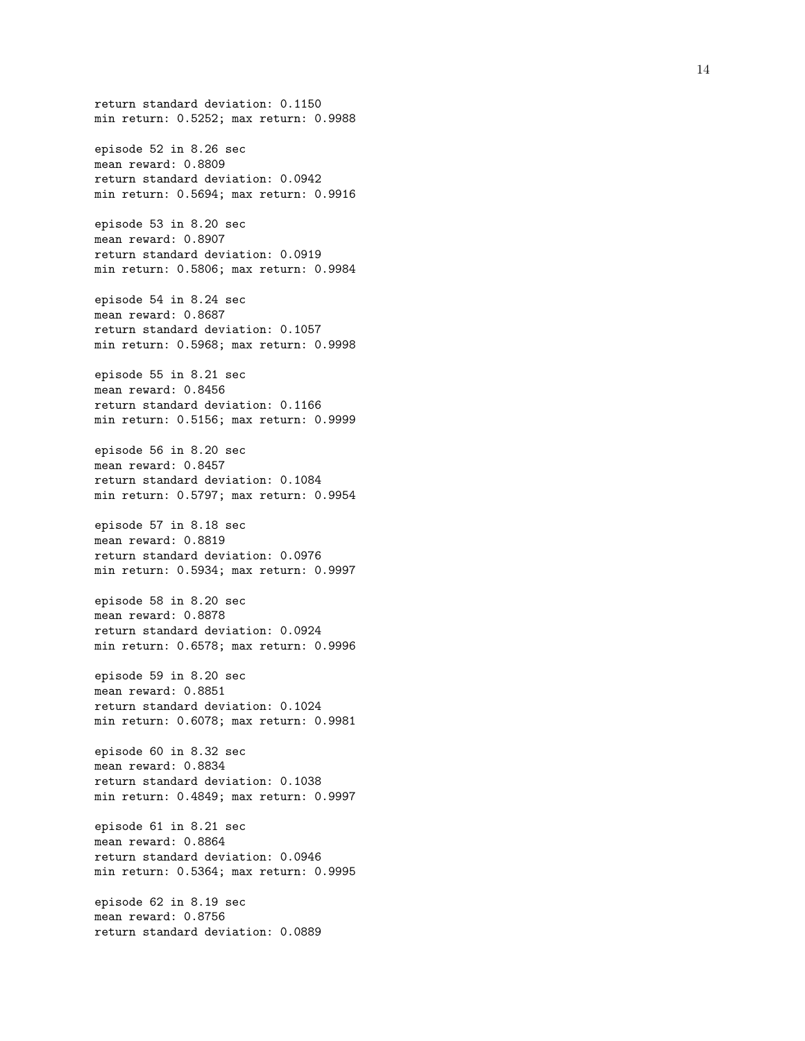```
return standard deviation: 0.1150
min return: 0.5252; max return: 0.9988

episode 52 in 8.26 sec
mean reward: 0.8809
return standard deviation: 0.0942
min return: 0.5694; max return: 0.9916

episode 53 in 8.20 sec
mean reward: 0.8907
return standard deviation: 0.0919
min return: 0.5806; max return: 0.9984

episode 54 in 8.24 sec
mean reward: 0.8687
return standard deviation: 0.1057
min return: 0.5968; max return: 0.9998

episode 55 in 8.21 sec
mean reward: 0.8456
return standard deviation: 0.1166
min return: 0.5156; max return: 0.9999

episode 56 in 8.20 sec
mean reward: 0.8457
return standard deviation: 0.1084
min return: 0.5797; max return: 0.9954

episode 57 in 8.18 sec
mean reward: 0.8819
return standard deviation: 0.0976
min return: 0.5934; max return: 0.9997

episode 58 in 8.20 sec
mean reward: 0.8878
return standard deviation: 0.0924
min return: 0.6578; max return: 0.9996

episode 59 in 8.20 sec
mean reward: 0.8851
return standard deviation: 0.1024
min return: 0.6078; max return: 0.9981

episode 60 in 8.32 sec
mean reward: 0.8834
return standard deviation: 0.1038
min return: 0.4849; max return: 0.9997

episode 61 in 8.21 sec
mean reward: 0.8864
return standard deviation: 0.0946
min return: 0.5364; max return: 0.9995

episode 62 in 8.19 sec
mean reward: 0.8756
return standard deviation: 0.0889
```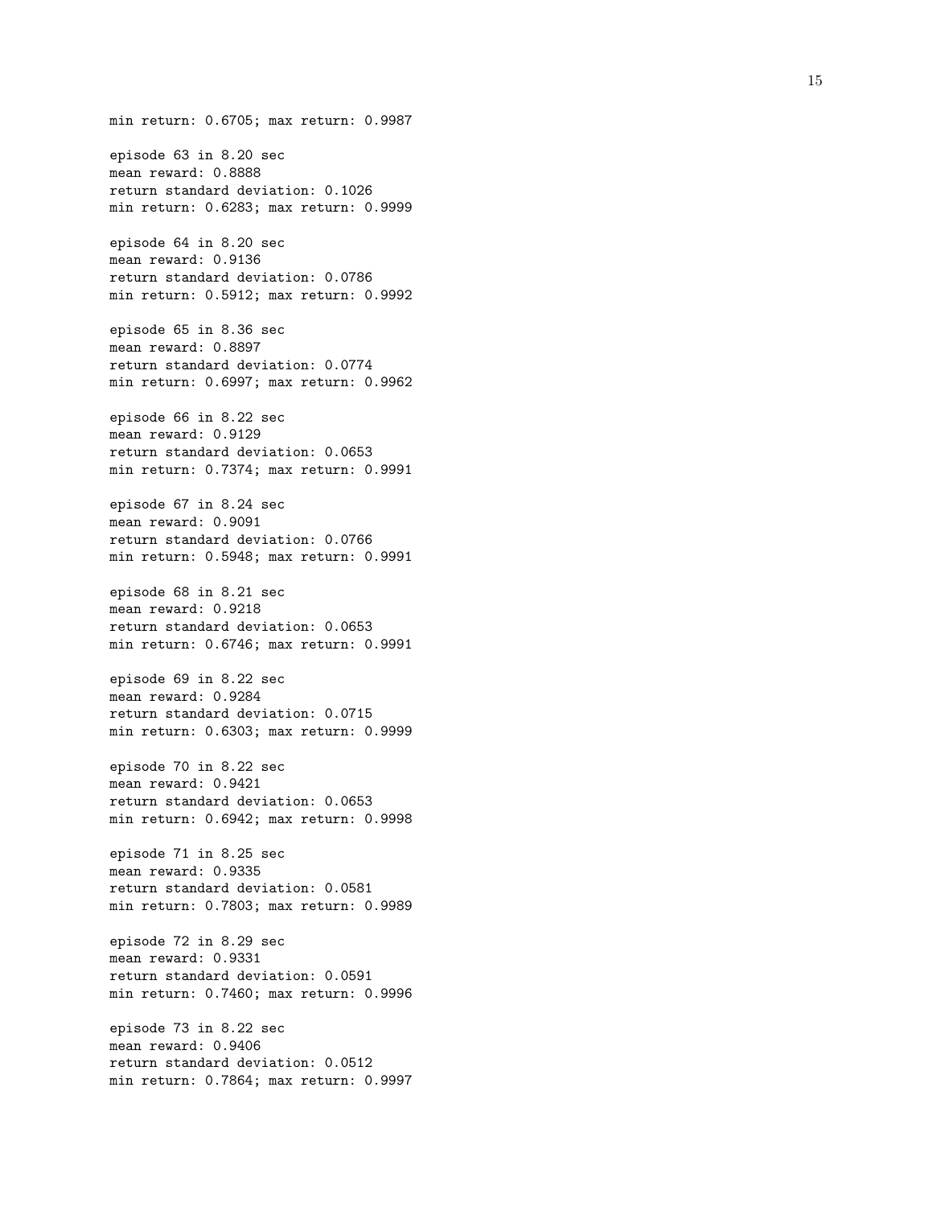```
min return: 0.6705; max return: 0.9987

episode 63 in 8.20 sec
mean reward: 0.8888
return standard deviation: 0.1026
min return: 0.6283; max return: 0.9999

episode 64 in 8.20 sec
mean reward: 0.9136
return standard deviation: 0.0786
min return: 0.5912; max return: 0.9992

episode 65 in 8.36 sec
mean reward: 0.8897
return standard deviation: 0.0774
min return: 0.6997; max return: 0.9962

episode 66 in 8.22 sec
mean reward: 0.9129
return standard deviation: 0.0653
min return: 0.7374; max return: 0.9991

episode 67 in 8.24 sec
mean reward: 0.9091
return standard deviation: 0.0766
min return: 0.5948; max return: 0.9991

episode 68 in 8.21 sec
mean reward: 0.9218
return standard deviation: 0.0653
min return: 0.6746; max return: 0.9991

episode 69 in 8.22 sec
mean reward: 0.9284
return standard deviation: 0.0715
min return: 0.6303; max return: 0.9999

episode 70 in 8.22 sec
mean reward: 0.9421
return standard deviation: 0.0653
min return: 0.6942; max return: 0.9998

episode 71 in 8.25 sec
mean reward: 0.9335
return standard deviation: 0.0581
min return: 0.7803; max return: 0.9989

episode 72 in 8.29 sec
mean reward: 0.9331
return standard deviation: 0.0591
min return: 0.7460; max return: 0.9996

episode 73 in 8.22 sec
mean reward: 0.9406
return standard deviation: 0.0512
min return: 0.7864; max return: 0.9997
```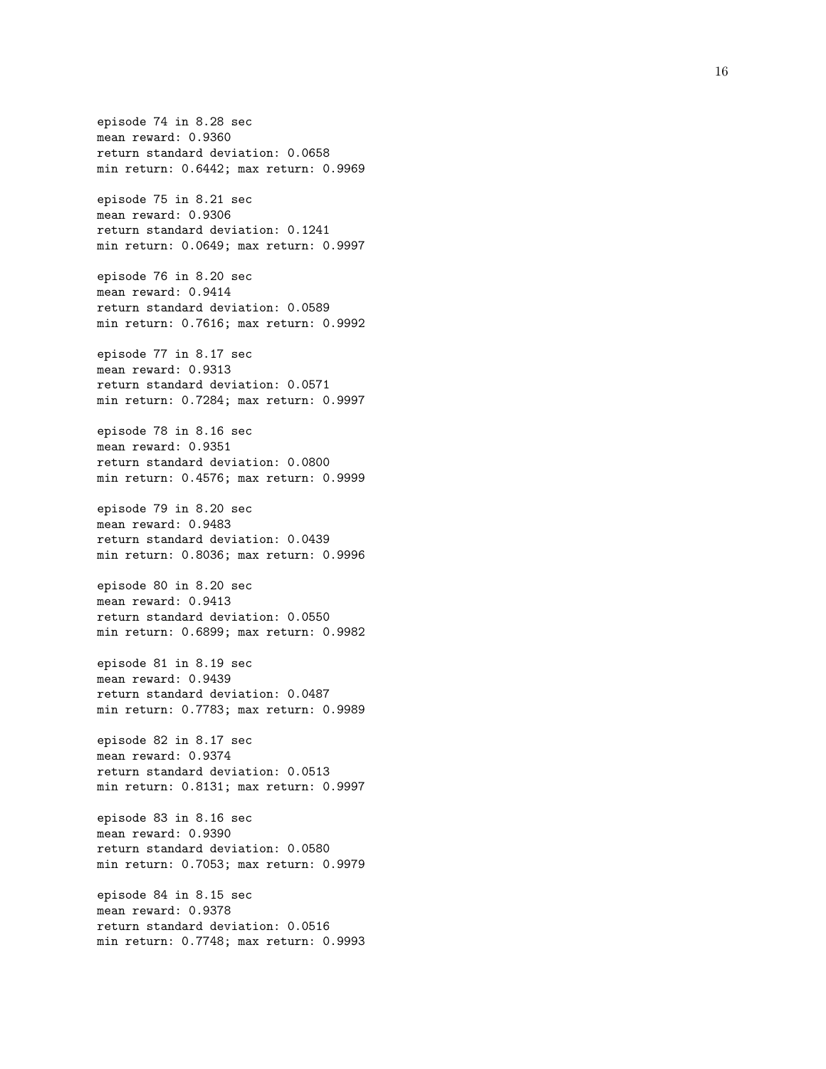```
episode 74 in 8.28 sec
mean reward: 0.9360
return standard deviation: 0.0658
min return: 0.6442; max return: 0.9969

episode 75 in 8.21 sec
mean reward: 0.9306
return standard deviation: 0.1241
min return: 0.0649; max return: 0.9997

episode 76 in 8.20 sec
mean reward: 0.9414
return standard deviation: 0.0589
min return: 0.7616; max return: 0.9992

episode 77 in 8.17 sec
mean reward: 0.9313
return standard deviation: 0.0571
min return: 0.7284; max return: 0.9997

episode 78 in 8.16 sec
mean reward: 0.9351
return standard deviation: 0.0800
min return: 0.4576; max return: 0.9999

episode 79 in 8.20 sec
mean reward: 0.9483
return standard deviation: 0.0439
min return: 0.8036; max return: 0.9996

episode 80 in 8.20 sec
mean reward: 0.9413
return standard deviation: 0.0550
min return: 0.6899; max return: 0.9982

episode 81 in 8.19 sec
mean reward: 0.9439
return standard deviation: 0.0487
min return: 0.7783; max return: 0.9989

episode 82 in 8.17 sec
mean reward: 0.9374
return standard deviation: 0.0513
min return: 0.8131; max return: 0.9997

episode 83 in 8.16 sec
mean reward: 0.9390
return standard deviation: 0.0580
min return: 0.7053; max return: 0.9979

episode 84 in 8.15 sec
mean reward: 0.9378
return standard deviation: 0.0516
min return: 0.7748; max return: 0.9993
```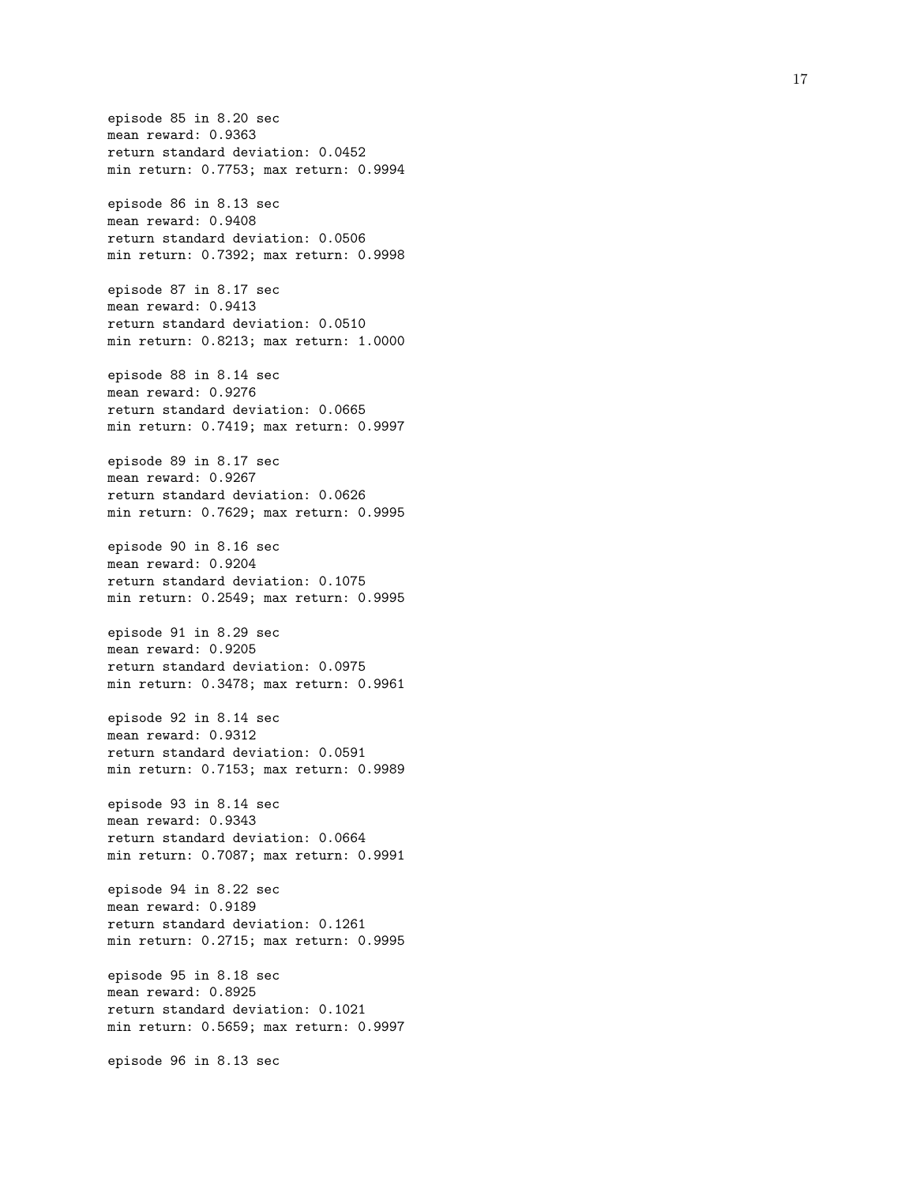```
episode 85 in 8.20 sec
mean reward: 0.9363
return standard deviation: 0.0452
min return: 0.7753; max return: 0.9994

episode 86 in 8.13 sec
mean reward: 0.9408
return standard deviation: 0.0506
min return: 0.7392; max return: 0.9998

episode 87 in 8.17 sec
mean reward: 0.9413
return standard deviation: 0.0510
min return: 0.8213; max return: 1.0000

episode 88 in 8.14 sec
mean reward: 0.9276
return standard deviation: 0.0665
min return: 0.7419; max return: 0.9997

episode 89 in 8.17 sec
mean reward: 0.9267
return standard deviation: 0.0626
min return: 0.7629; max return: 0.9995

episode 90 in 8.16 sec
mean reward: 0.9204
return standard deviation: 0.1075
min return: 0.2549; max return: 0.9995

episode 91 in 8.29 sec
mean reward: 0.9205
return standard deviation: 0.0975
min return: 0.3478; max return: 0.9961

episode 92 in 8.14 sec
mean reward: 0.9312
return standard deviation: 0.0591
min return: 0.7153; max return: 0.9989

episode 93 in 8.14 sec
mean reward: 0.9343
return standard deviation: 0.0664
min return: 0.7087; max return: 0.9991

episode 94 in 8.22 sec
mean reward: 0.9189
return standard deviation: 0.1261
min return: 0.2715; max return: 0.9995

episode 95 in 8.18 sec
mean reward: 0.8925
return standard deviation: 0.1021
min return: 0.5659; max return: 0.9997

episode 96 in 8.13 sec
```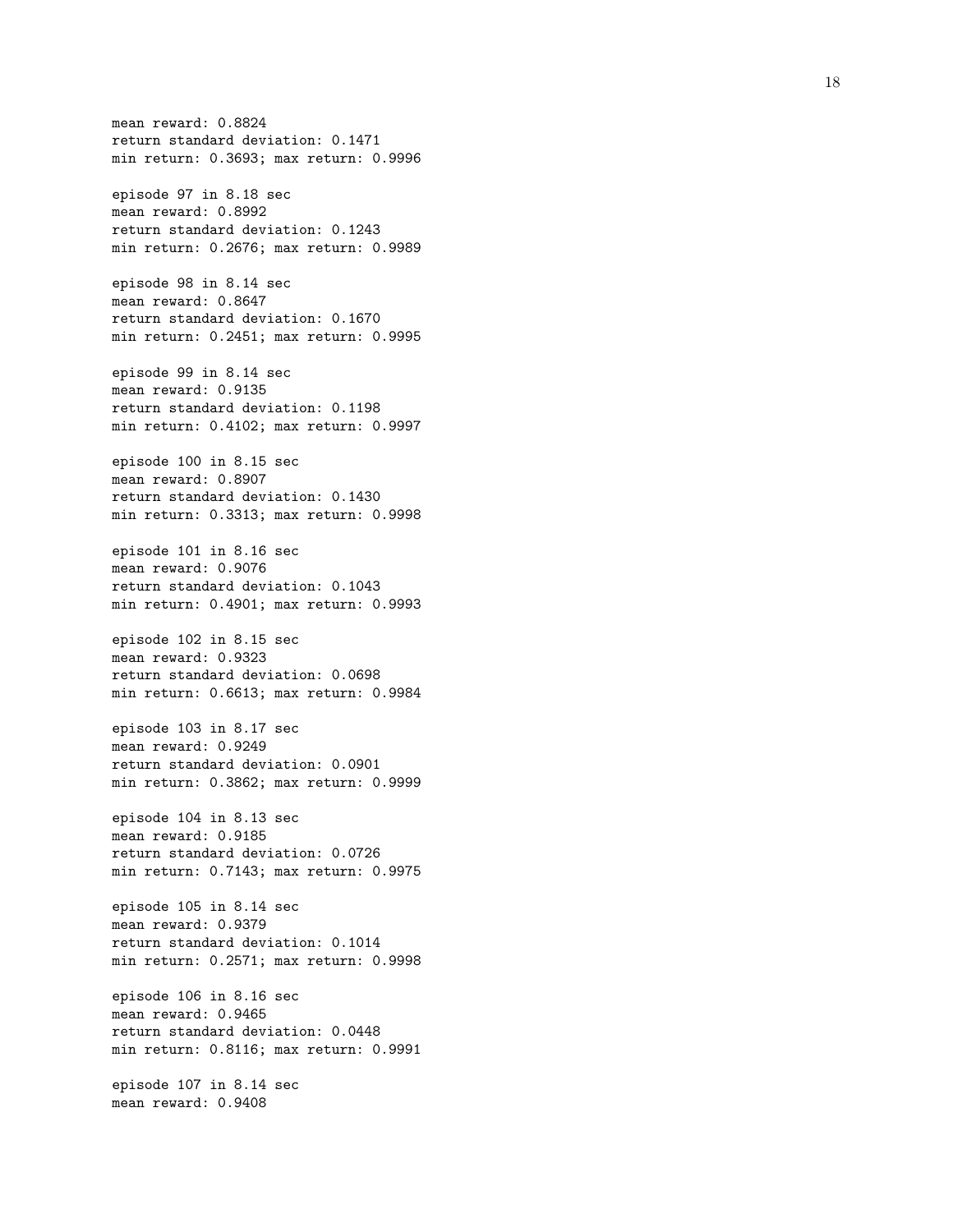```
mean reward: 0.8824
return standard deviation: 0.1471
min return: 0.3693; max return: 0.9996

episode 97 in 8.18 sec
mean reward: 0.8992
return standard deviation: 0.1243
min return: 0.2676; max return: 0.9989

episode 98 in 8.14 sec
mean reward: 0.8647
return standard deviation: 0.1670
min return: 0.2451; max return: 0.9995

episode 99 in 8.14 sec
mean reward: 0.9135
return standard deviation: 0.1198
min return: 0.4102; max return: 0.9997

episode 100 in 8.15 sec
mean reward: 0.8907
return standard deviation: 0.1430
min return: 0.3313; max return: 0.9998

episode 101 in 8.16 sec
mean reward: 0.9076
return standard deviation: 0.1043
min return: 0.4901; max return: 0.9993

episode 102 in 8.15 sec
mean reward: 0.9323
return standard deviation: 0.0698
min return: 0.6613; max return: 0.9984

episode 103 in 8.17 sec
mean reward: 0.9249
return standard deviation: 0.0901
min return: 0.3862; max return: 0.9999

episode 104 in 8.13 sec
mean reward: 0.9185
return standard deviation: 0.0726
min return: 0.7143; max return: 0.9975

episode 105 in 8.14 sec
mean reward: 0.9379
return standard deviation: 0.1014
min return: 0.2571; max return: 0.9998

episode 106 in 8.16 sec
mean reward: 0.9465
return standard deviation: 0.0448
min return: 0.8116; max return: 0.9991

episode 107 in 8.14 sec
mean reward: 0.9408
```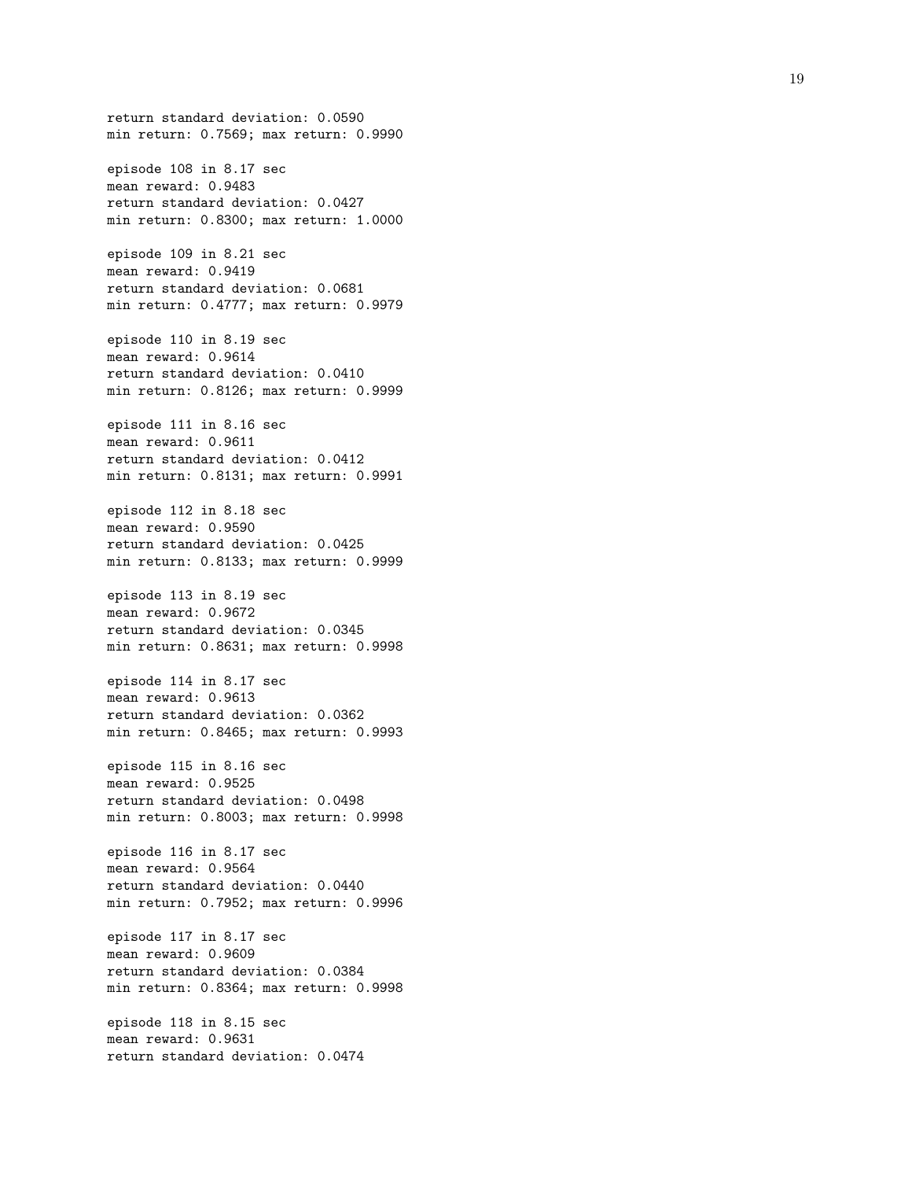```
return standard deviation: 0.0590
min return: 0.7569; max return: 0.9990

episode 108 in 8.17 sec
mean reward: 0.9483
return standard deviation: 0.0427
min return: 0.8300; max return: 1.0000

episode 109 in 8.21 sec
mean reward: 0.9419
return standard deviation: 0.0681
min return: 0.4777; max return: 0.9979

episode 110 in 8.19 sec
mean reward: 0.9614
return standard deviation: 0.0410
min return: 0.8126; max return: 0.9999

episode 111 in 8.16 sec
mean reward: 0.9611
return standard deviation: 0.0412
min return: 0.8131; max return: 0.9991

episode 112 in 8.18 sec
mean reward: 0.9590
return standard deviation: 0.0425
min return: 0.8133; max return: 0.9999

episode 113 in 8.19 sec
mean reward: 0.9672
return standard deviation: 0.0345
min return: 0.8631; max return: 0.9998

episode 114 in 8.17 sec
mean reward: 0.9613
return standard deviation: 0.0362
min return: 0.8465; max return: 0.9993

episode 115 in 8.16 sec
mean reward: 0.9525
return standard deviation: 0.0498
min return: 0.8003; max return: 0.9998

episode 116 in 8.17 sec
mean reward: 0.9564
return standard deviation: 0.0440
min return: 0.7952; max return: 0.9996

episode 117 in 8.17 sec
mean reward: 0.9609
return standard deviation: 0.0384
min return: 0.8364; max return: 0.9998

episode 118 in 8.15 sec
mean reward: 0.9631
return standard deviation: 0.0474
```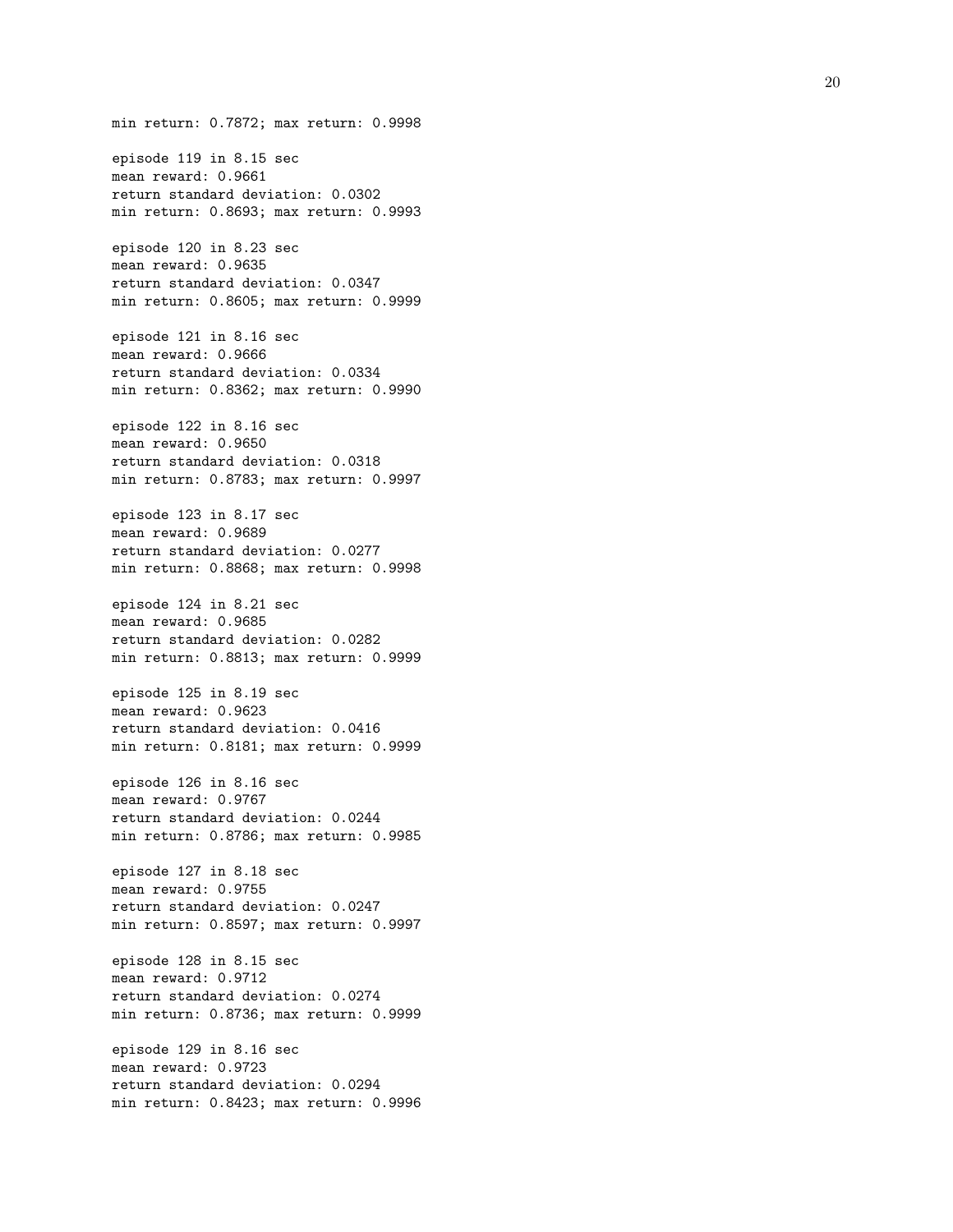```
min return: 0.7872; max return: 0.9998

episode 119 in 8.15 sec
mean reward: 0.9661
return standard deviation: 0.0302
min return: 0.8693; max return: 0.9993

episode 120 in 8.23 sec
mean reward: 0.9635
return standard deviation: 0.0347
min return: 0.8605; max return: 0.9999

episode 121 in 8.16 sec
mean reward: 0.9666
return standard deviation: 0.0334
min return: 0.8362; max return: 0.9990

episode 122 in 8.16 sec
mean reward: 0.9650
return standard deviation: 0.0318
min return: 0.8783; max return: 0.9997

episode 123 in 8.17 sec
mean reward: 0.9689
return standard deviation: 0.0277
min return: 0.8868; max return: 0.9998

episode 124 in 8.21 sec
mean reward: 0.9685
return standard deviation: 0.0282
min return: 0.8813; max return: 0.9999

episode 125 in 8.19 sec
mean reward: 0.9623
return standard deviation: 0.0416
min return: 0.8181; max return: 0.9999

episode 126 in 8.16 sec
mean reward: 0.9767
return standard deviation: 0.0244
min return: 0.8786; max return: 0.9985

episode 127 in 8.18 sec
mean reward: 0.9755
return standard deviation: 0.0247
min return: 0.8597; max return: 0.9997

episode 128 in 8.15 sec
mean reward: 0.9712
return standard deviation: 0.0274
min return: 0.8736; max return: 0.9999

episode 129 in 8.16 sec
mean reward: 0.9723
return standard deviation: 0.0294
min return: 0.8423; max return: 0.9996
```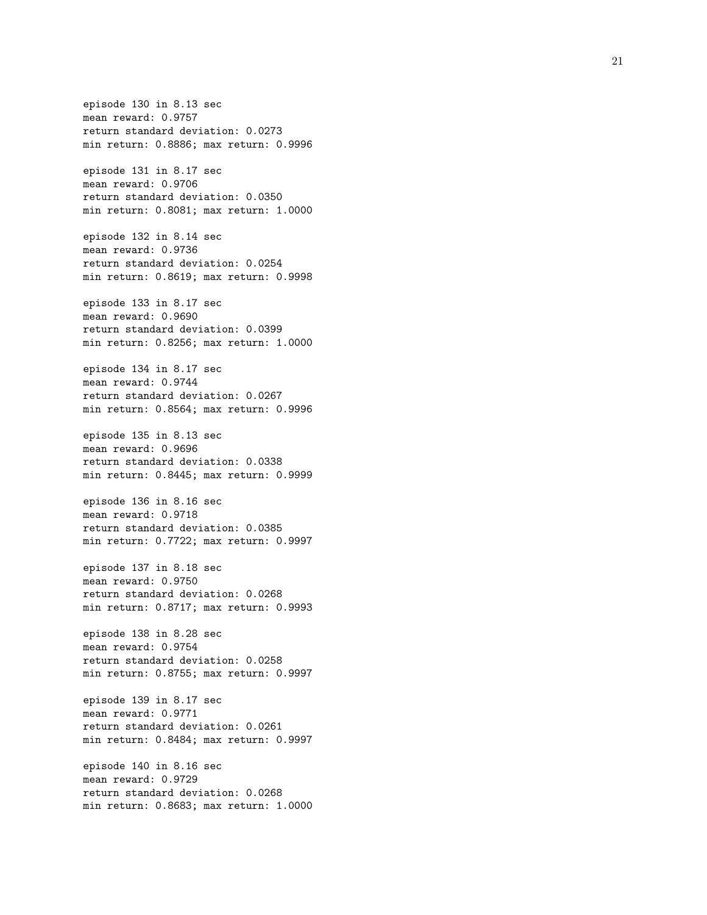```
episode 130 in 8.13 sec
mean reward: 0.9757
return standard deviation: 0.0273
min return: 0.8886; max return: 0.9996

episode 131 in 8.17 sec
mean reward: 0.9706
return standard deviation: 0.0350
min return: 0.8081; max return: 1.0000

episode 132 in 8.14 sec
mean reward: 0.9736
return standard deviation: 0.0254
min return: 0.8619; max return: 0.9998

episode 133 in 8.17 sec
mean reward: 0.9690
return standard deviation: 0.0399
min return: 0.8256; max return: 1.0000

episode 134 in 8.17 sec
mean reward: 0.9744
return standard deviation: 0.0267
min return: 0.8564; max return: 0.9996

episode 135 in 8.13 sec
mean reward: 0.9696
return standard deviation: 0.0338
min return: 0.8445; max return: 0.9999

episode 136 in 8.16 sec
mean reward: 0.9718
return standard deviation: 0.0385
min return: 0.7722; max return: 0.9997

episode 137 in 8.18 sec
mean reward: 0.9750
return standard deviation: 0.0268
min return: 0.8717; max return: 0.9993

episode 138 in 8.28 sec
mean reward: 0.9754
return standard deviation: 0.0258
min return: 0.8755; max return: 0.9997

episode 139 in 8.17 sec
mean reward: 0.9771
return standard deviation: 0.0261
min return: 0.8484; max return: 0.9997

episode 140 in 8.16 sec
mean reward: 0.9729
return standard deviation: 0.0268
min return: 0.8683; max return: 1.0000
```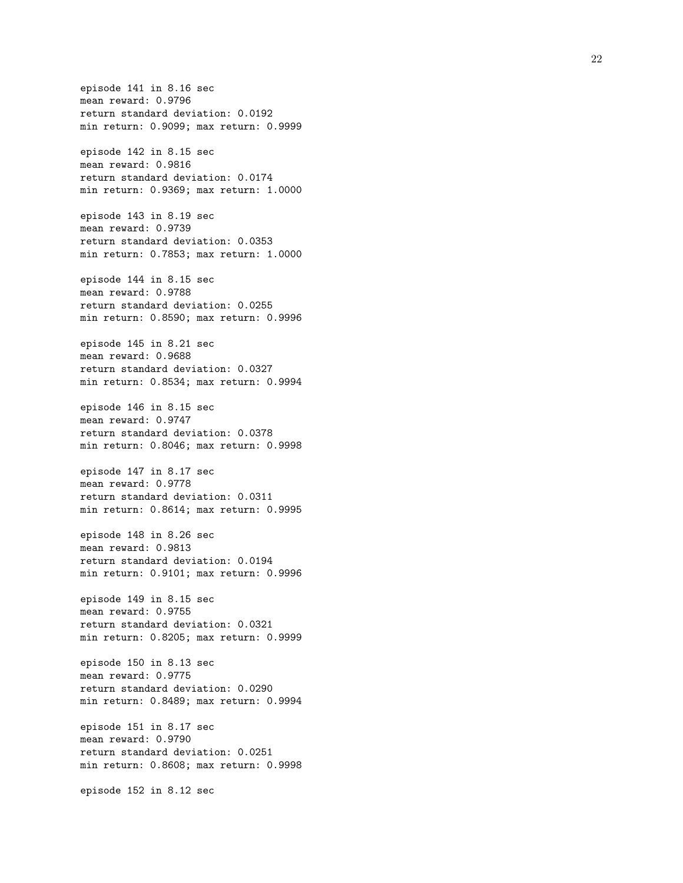```
episode 141 in 8.16 sec
mean reward: 0.9796
return standard deviation: 0.0192
min return: 0.9099; max return: 0.9999

episode 142 in 8.15 sec
mean reward: 0.9816
return standard deviation: 0.0174
min return: 0.9369; max return: 1.0000

episode 143 in 8.19 sec
mean reward: 0.9739
return standard deviation: 0.0353
min return: 0.7853; max return: 1.0000

episode 144 in 8.15 sec
mean reward: 0.9788
return standard deviation: 0.0255
min return: 0.8590; max return: 0.9996

episode 145 in 8.21 sec
mean reward: 0.9688
return standard deviation: 0.0327
min return: 0.8534; max return: 0.9994

episode 146 in 8.15 sec
mean reward: 0.9747
return standard deviation: 0.0378
min return: 0.8046; max return: 0.9998

episode 147 in 8.17 sec
mean reward: 0.9778
return standard deviation: 0.0311
min return: 0.8614; max return: 0.9995

episode 148 in 8.26 sec
mean reward: 0.9813
return standard deviation: 0.0194
min return: 0.9101; max return: 0.9996

episode 149 in 8.15 sec
mean reward: 0.9755
return standard deviation: 0.0321
min return: 0.8205; max return: 0.9999

episode 150 in 8.13 sec
mean reward: 0.9775
return standard deviation: 0.0290
min return: 0.8489; max return: 0.9994

episode 151 in 8.17 sec
mean reward: 0.9790
return standard deviation: 0.0251
min return: 0.8608; max return: 0.9998

episode 152 in 8.12 sec
```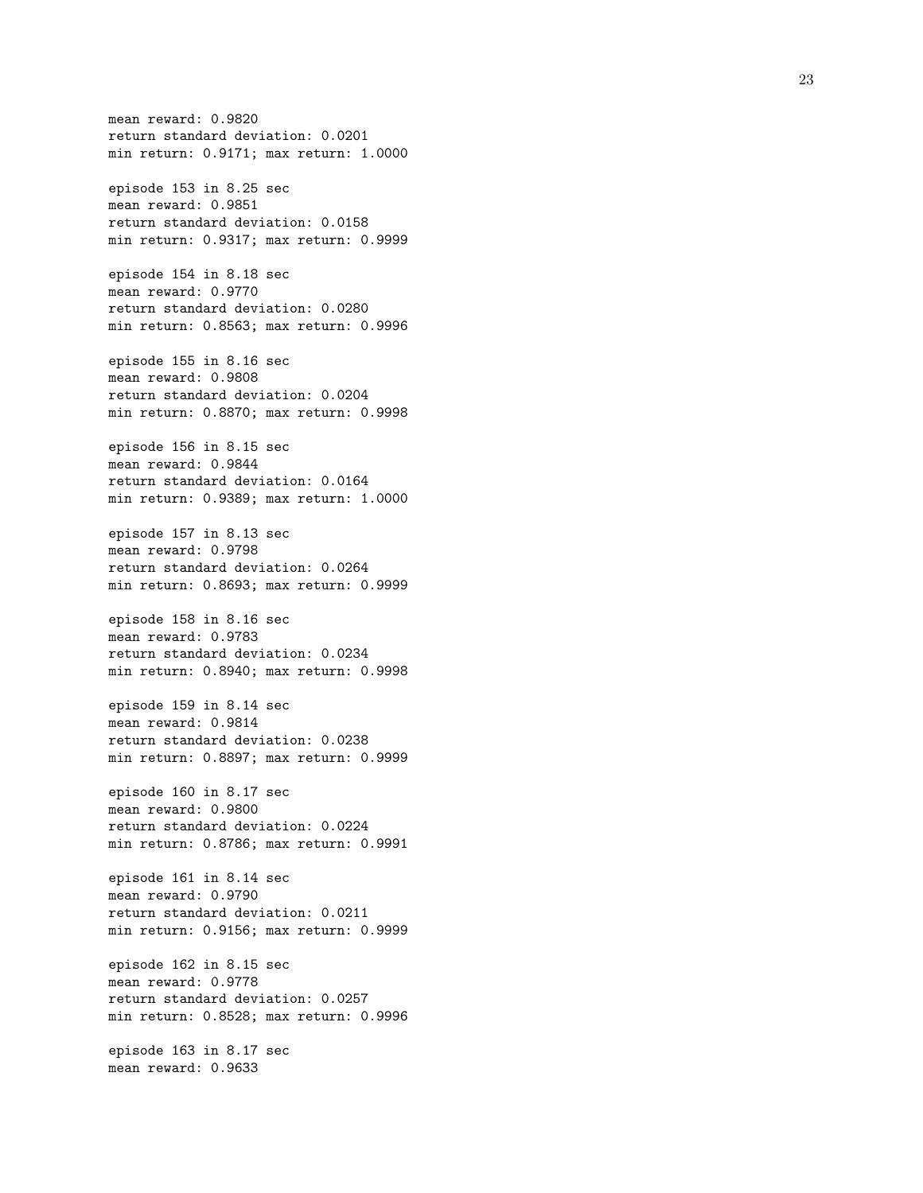```
mean reward: 0.9820
return standard deviation: 0.0201
min return: 0.9171; max return: 1.0000

episode 153 in 8.25 sec
mean reward: 0.9851
return standard deviation: 0.0158
min return: 0.9317; max return: 0.9999

episode 154 in 8.18 sec
mean reward: 0.9770
return standard deviation: 0.0280
min return: 0.8563; max return: 0.9996

episode 155 in 8.16 sec
mean reward: 0.9808
return standard deviation: 0.0204
min return: 0.8870; max return: 0.9998

episode 156 in 8.15 sec
mean reward: 0.9844
return standard deviation: 0.0164
min return: 0.9389; max return: 1.0000

episode 157 in 8.13 sec
mean reward: 0.9798
return standard deviation: 0.0264
min return: 0.8693; max return: 0.9999

episode 158 in 8.16 sec
mean reward: 0.9783
return standard deviation: 0.0234
min return: 0.8940; max return: 0.9998

episode 159 in 8.14 sec
mean reward: 0.9814
return standard deviation: 0.0238
min return: 0.8897; max return: 0.9999

episode 160 in 8.17 sec
mean reward: 0.9800
return standard deviation: 0.0224
min return: 0.8786; max return: 0.9991

episode 161 in 8.14 sec
mean reward: 0.9790
return standard deviation: 0.0211
min return: 0.9156; max return: 0.9999

episode 162 in 8.15 sec
mean reward: 0.9778
return standard deviation: 0.0257
min return: 0.8528; max return: 0.9996

episode 163 in 8.17 sec
mean reward: 0.9633
```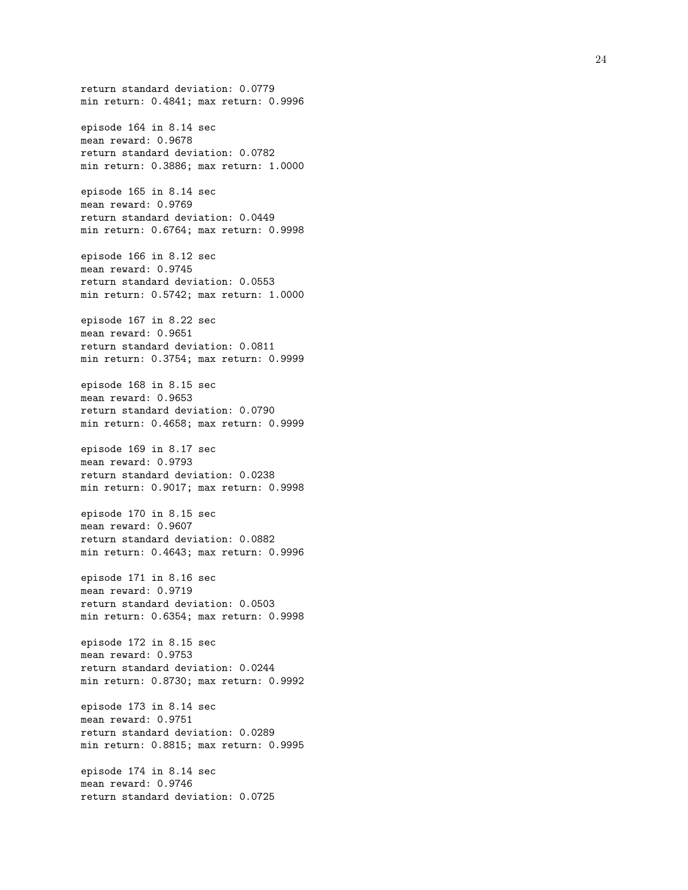```
return standard deviation: 0.0779
min return: 0.4841; max return: 0.9996

episode 164 in 8.14 sec
mean reward: 0.9678
return standard deviation: 0.0782
min return: 0.3886; max return: 1.0000

episode 165 in 8.14 sec
mean reward: 0.9769
return standard deviation: 0.0449
min return: 0.6764; max return: 0.9998

episode 166 in 8.12 sec
mean reward: 0.9745
return standard deviation: 0.0553
min return: 0.5742; max return: 1.0000

episode 167 in 8.22 sec
mean reward: 0.9651
return standard deviation: 0.0811
min return: 0.3754; max return: 0.9999

episode 168 in 8.15 sec
mean reward: 0.9653
return standard deviation: 0.0790
min return: 0.4658; max return: 0.9999

episode 169 in 8.17 sec
mean reward: 0.9793
return standard deviation: 0.0238
min return: 0.9017; max return: 0.9998

episode 170 in 8.15 sec
mean reward: 0.9607
return standard deviation: 0.0882
min return: 0.4643; max return: 0.9996

episode 171 in 8.16 sec
mean reward: 0.9719
return standard deviation: 0.0503
min return: 0.6354; max return: 0.9998

episode 172 in 8.15 sec
mean reward: 0.9753
return standard deviation: 0.0244
min return: 0.8730; max return: 0.9992

episode 173 in 8.14 sec
mean reward: 0.9751
return standard deviation: 0.0289
min return: 0.8815; max return: 0.9995

episode 174 in 8.14 sec
mean reward: 0.9746
return standard deviation: 0.0725
```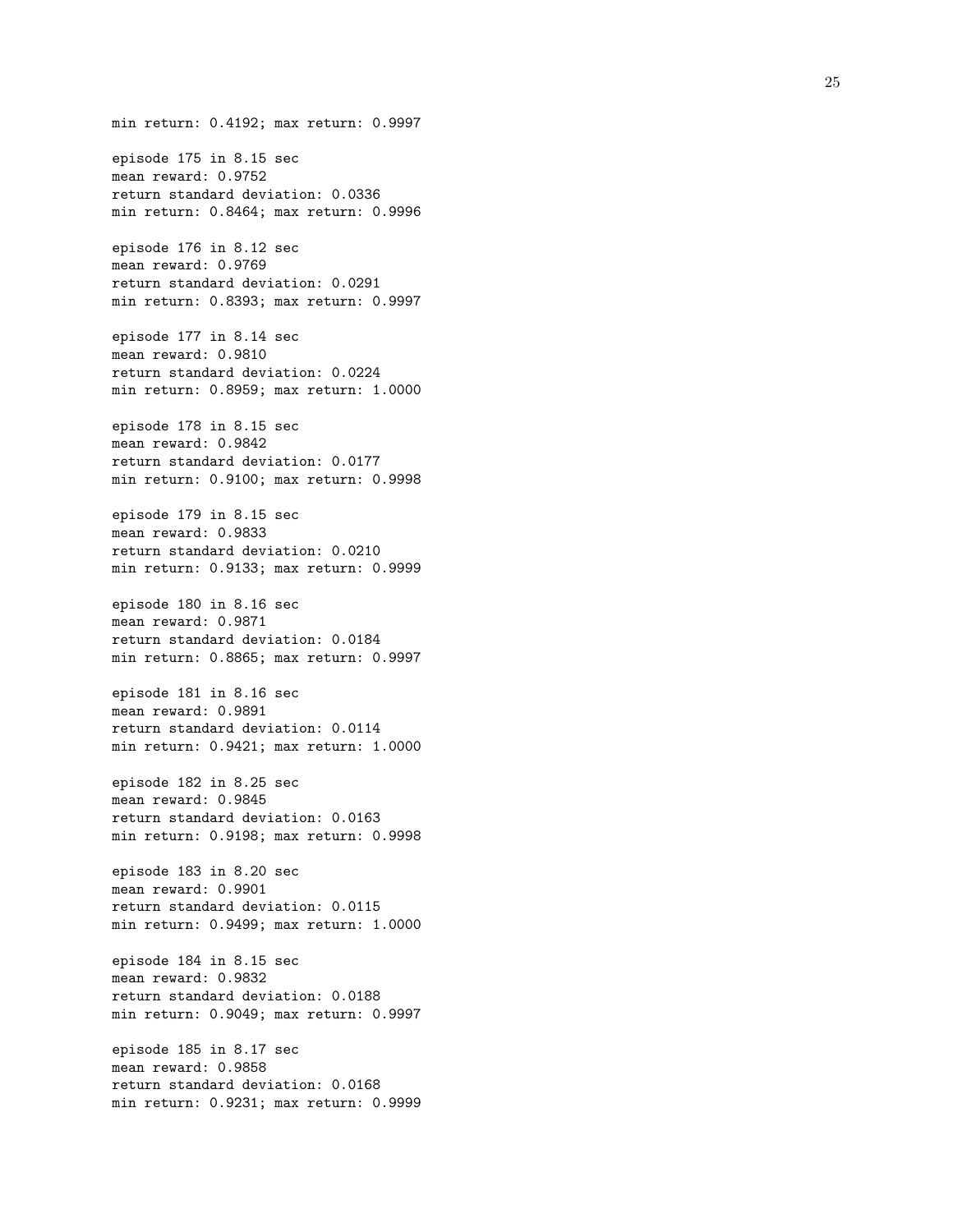```
min return: 0.4192; max return: 0.9997

episode 175 in 8.15 sec
mean reward: 0.9752
return standard deviation: 0.0336
min return: 0.8464; max return: 0.9996

episode 176 in 8.12 sec
mean reward: 0.9769
return standard deviation: 0.0291
min return: 0.8393; max return: 0.9997

episode 177 in 8.14 sec
mean reward: 0.9810
return standard deviation: 0.0224
min return: 0.8959; max return: 1.0000

episode 178 in 8.15 sec
mean reward: 0.9842
return standard deviation: 0.0177
min return: 0.9100; max return: 0.9998

episode 179 in 8.15 sec
mean reward: 0.9833
return standard deviation: 0.0210
min return: 0.9133; max return: 0.9999

episode 180 in 8.16 sec
mean reward: 0.9871
return standard deviation: 0.0184
min return: 0.8865; max return: 0.9997

episode 181 in 8.16 sec
mean reward: 0.9891
return standard deviation: 0.0114
min return: 0.9421; max return: 1.0000

episode 182 in 8.25 sec
mean reward: 0.9845
return standard deviation: 0.0163
min return: 0.9198; max return: 0.9998

episode 183 in 8.20 sec
mean reward: 0.9901
return standard deviation: 0.0115
min return: 0.9499; max return: 1.0000

episode 184 in 8.15 sec
mean reward: 0.9832
return standard deviation: 0.0188
min return: 0.9049; max return: 0.9997

episode 185 in 8.17 sec
mean reward: 0.9858
return standard deviation: 0.0168
min return: 0.9231; max return: 0.9999
```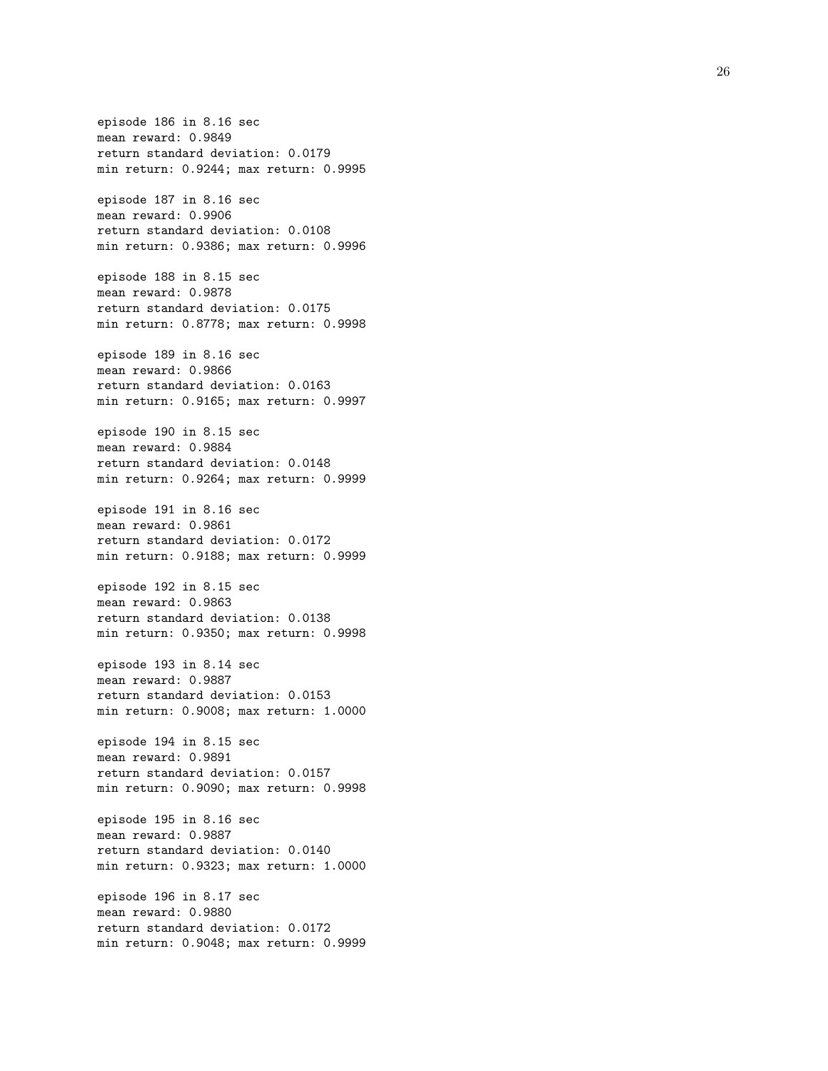```
episode 186 in 8.16 sec
mean reward: 0.9849
return standard deviation: 0.0179
min return: 0.9244; max return: 0.9995

episode 187 in 8.16 sec
mean reward: 0.9906
return standard deviation: 0.0108
min return: 0.9386; max return: 0.9996

episode 188 in 8.15 sec
mean reward: 0.9878
return standard deviation: 0.0175
min return: 0.8778; max return: 0.9998

episode 189 in 8.16 sec
mean reward: 0.9866
return standard deviation: 0.0163
min return: 0.9165; max return: 0.9997

episode 190 in 8.15 sec
mean reward: 0.9884
return standard deviation: 0.0148
min return: 0.9264; max return: 0.9999

episode 191 in 8.16 sec
mean reward: 0.9861
return standard deviation: 0.0172
min return: 0.9188; max return: 0.9999

episode 192 in 8.15 sec
mean reward: 0.9863
return standard deviation: 0.0138
min return: 0.9350; max return: 0.9998

episode 193 in 8.14 sec
mean reward: 0.9887
return standard deviation: 0.0153
min return: 0.9008; max return: 1.0000

episode 194 in 8.15 sec
mean reward: 0.9891
return standard deviation: 0.0157
min return: 0.9090; max return: 0.9998

episode 195 in 8.16 sec
mean reward: 0.9887
return standard deviation: 0.0140
min return: 0.9323; max return: 1.0000

episode 196 in 8.17 sec
mean reward: 0.9880
return standard deviation: 0.0172
min return: 0.9048; max return: 0.9999
```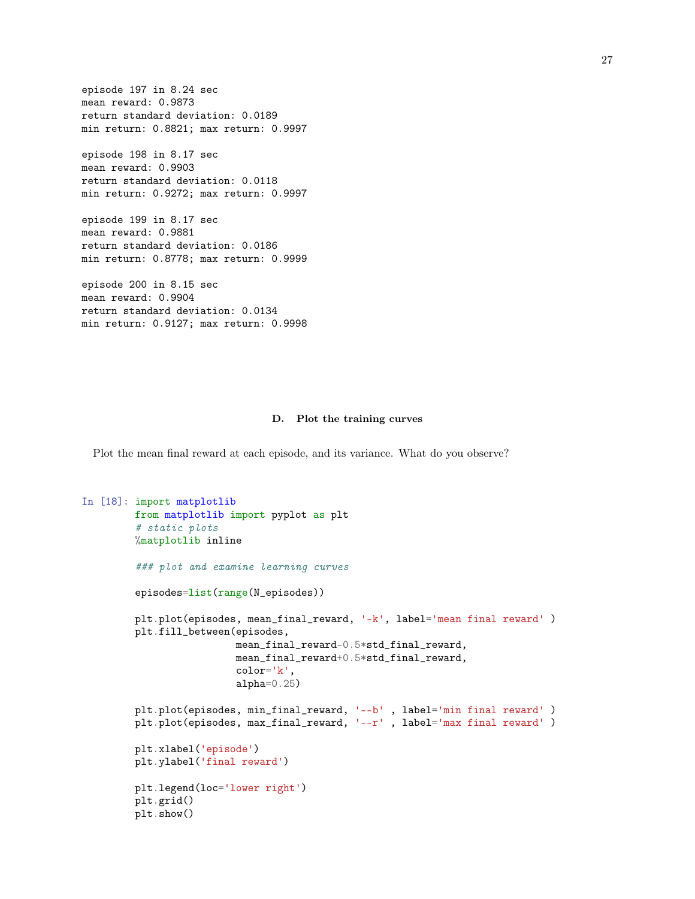```
episode 197 in 8.24 sec
mean reward: 0.9873
return standard deviation: 0.0189
min return: 0.8821; max return: 0.9997

episode 198 in 8.17 sec
mean reward: 0.9903
return standard deviation: 0.0118
min return: 0.9272; max return: 0.9997

episode 199 in 8.17 sec
mean reward: 0.9881
return standard deviation: 0.0186
min return: 0.8778; max return: 0.9999

episode 200 in 8.15 sec
mean reward: 0.9904
return standard deviation: 0.0134
min return: 0.9127; max return: 0.9998
```

### D. Plot the training curves

Plot the mean final reward at each episode, and its variance. What do you observe?

In [18]:
```python
import matplotlib
from matplotlib import pyplot as plt
# static plots
%matplotlib inline

### plot and examine learning curves

episodes=list(range(N_episodes))

plt.plot(episodes, mean_final_reward, '-k', label='mean final reward' )
plt.fill_between(episodes,
                 mean_final_reward-0.5*std_final_reward,
                 mean_final_reward+0.5*std_final_reward,
                 color='k',
                 alpha=0.25)

plt.plot(episodes, min_final_reward, '--b' , label='min final reward' )
plt.plot(episodes, max_final_reward, '--r' , label='max final reward' )

plt.xlabel('episode')
plt.ylabel('final reward')

plt.legend(loc='lower right')
plt.grid()
plt.show()
```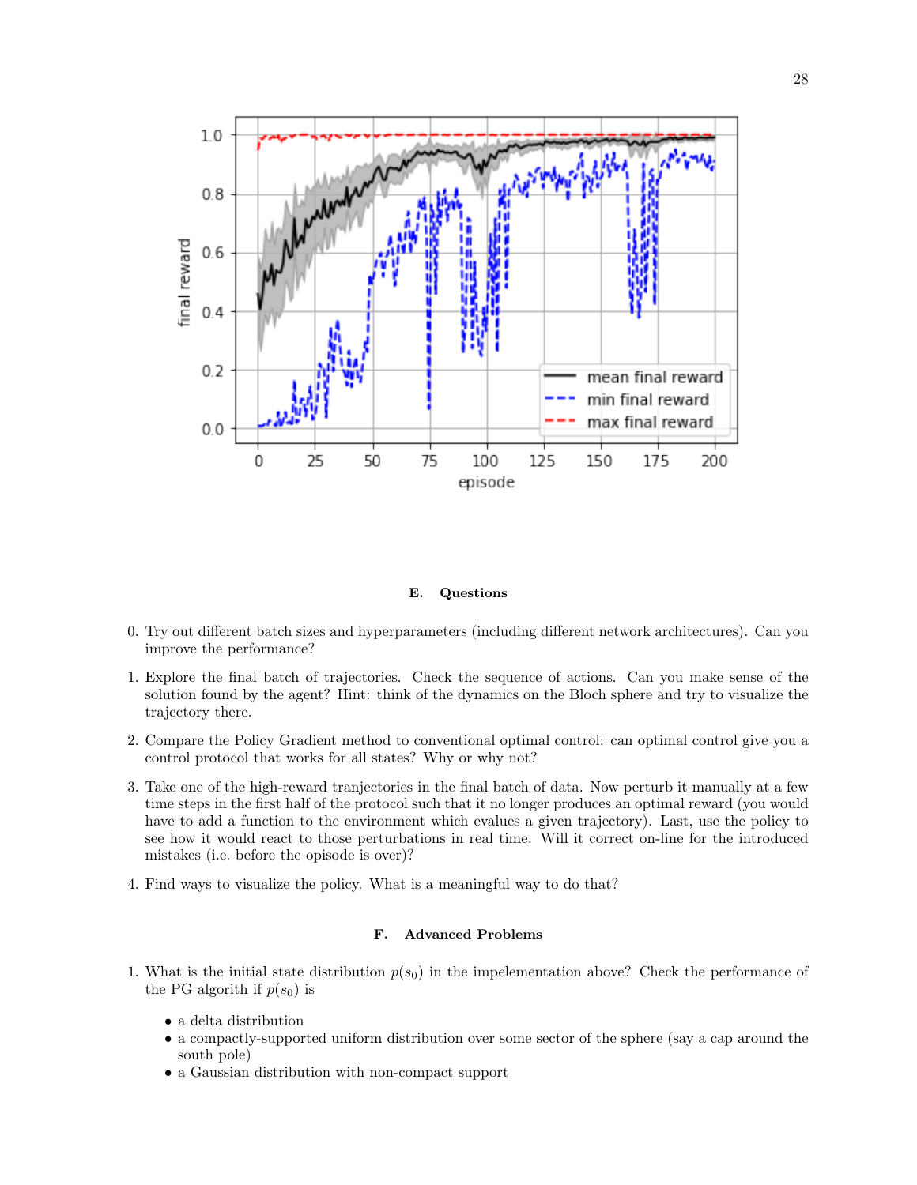### E. Questions

0. Try out different batch sizes and hyperparameters (including different network architectures). Can you improve the performance?

1. Explore the final batch of trajectories. Check the sequence of actions. Can you make sense of the solution found by the agent? Hint: think of the dynamics on the Bloch sphere and try to visualize the trajectory there.

2. Compare the Policy Gradient method to conventional optimal control: can optimal control give you a control protocol that works for all states? Why or why not?

3. Take one of the high-reward tranjectories in the final batch of data. Now perturb it manually at a few time steps in the first half of the protocol such that it no longer produces an optimal reward (you would have to add a function to the environment which evalues a given trajectory). Last, use the policy to see how it would react to those perturbations in real time. Will it correct on-line for the introduced mistakes (i.e. before the opisode is over)?

4. Find ways to visualize the policy. What is a meaningful way to do that?

### F. Advanced Problems

1. What is the initial state distribution $p(s_0)$ in the impelementation above? Check the performance of the PG algorith if $p(s_0)$ is
   - a delta distribution
   - a compactly-supported uniform distribution over some sector of the sphere (say a cap around the south pole)
   - a Gaussian distribution with non-compact support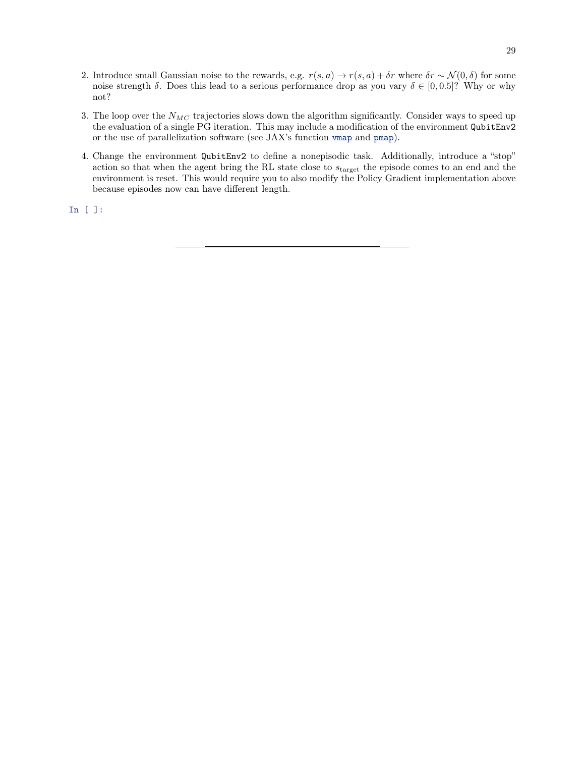2. Introduce small Gaussian noise to the rewards, e.g. $r(s,a) \to r(s,a) + \delta r$ where $\delta r \sim \mathcal{N}(0, \delta)$ for some noise strength $\delta$. Does this lead to a serious performance drop as you vary $\delta \in [0, 0.5]$? Why or why not?

3. The loop over the $N_{MC}$ trajectories slows down the algorithm significantly. Consider ways to speed up the evaluation of a single PG iteration. This may include a modification of the environment `QubitEnv2` or the use of parallelization software (see JAX's function vmap and pmap).

4. Change the environment `QubitEnv2` to define a nonepisodic task. Additionally, introduce a "stop" action so that when the agent bring the RL state close to $s_{\text{target}}$ the episode comes to an end and the environment is reset. This would require you to also modify the Policy Gradient implementation above because episodes now can have different length.

In [ ]: